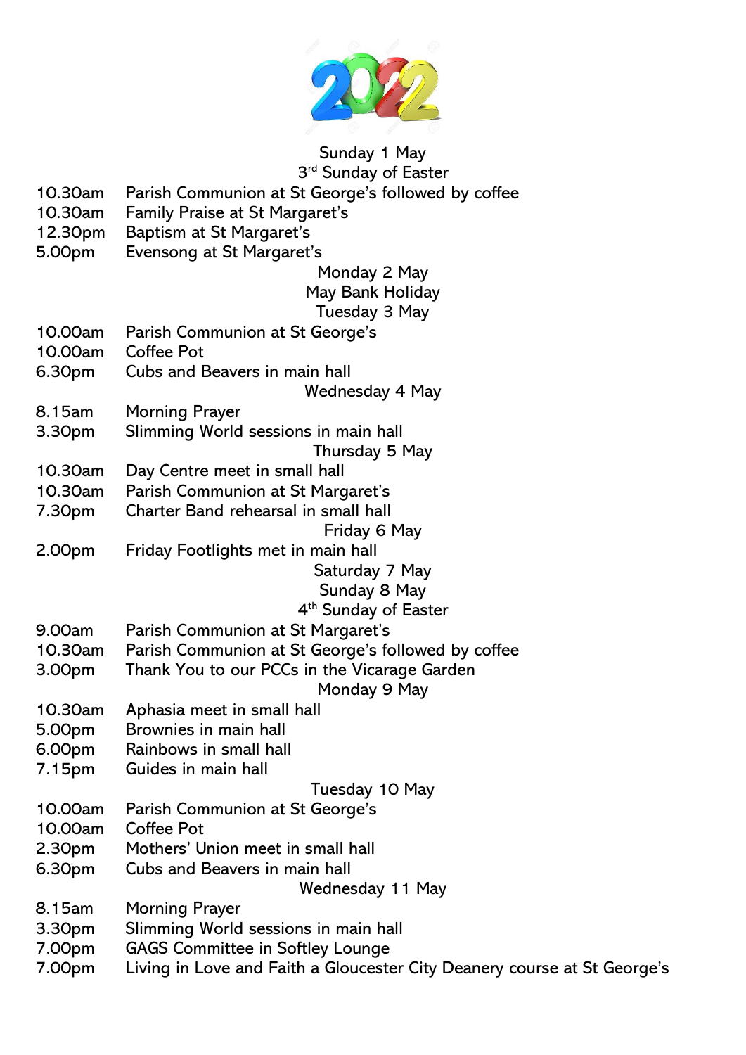# 2022

**Sunday 1 May**
**3rd Sunday of Easter**

| | |
|---|---|
| 10.30am | Parish Communion at St George's followed by coffee |
| 10.30am | Family Praise at St Margaret's |
| 12.30pm | Baptism at St Margaret's |
| 5.00pm | Evensong at St Margaret's |

**Monday 2 May**
**May Bank Holiday**

**Tuesday 3 May**

| | |
|---|---|
| 10.00am | Parish Communion at St George's |
| 10.00am | Coffee Pot |
| 6.30pm | Cubs and Beavers in main hall |

**Wednesday 4 May**

| | |
|---|---|
| 8.15am | Morning Prayer |
| 3.30pm | Slimming World sessions in main hall |

**Thursday 5 May**

| | |
|---|---|
| 10.30am | Day Centre meet in small hall |
| 10.30am | Parish Communion at St Margaret's |
| 7.30pm | Charter Band rehearsal in small hall |

**Friday 6 May**

| | |
|---|---|
| 2.00pm | Friday Footlights met in main hall |

**Saturday 7 May**

**Sunday 8 May**
**4th Sunday of Easter**

| | |
|---|---|
| 9.00am | Parish Communion at St Margaret's |
| 10.30am | Parish Communion at St George's followed by coffee |
| 3.00pm | Thank You to our PCCs in the Vicarage Garden |

**Monday 9 May**

| | |
|---|---|
| 10.30am | Aphasia meet in small hall |
| 5.00pm | Brownies in main hall |
| 6.00pm | Rainbows in small hall |
| 7.15pm | Guides in main hall |

**Tuesday 10 May**

| | |
|---|---|
| 10.00am | Parish Communion at St George's |
| 10.00am | Coffee Pot |
| 2.30pm | Mothers' Union meet in small hall |
| 6.30pm | Cubs and Beavers in main hall |

**Wednesday 11 May**

| | |
|---|---|
| 8.15am | Morning Prayer |
| 3.30pm | Slimming World sessions in main hall |
| 7.00pm | GAGS Committee in Softley Lounge |
| 7.00pm | Living in Love and Faith a Gloucester City Deanery course at St George's |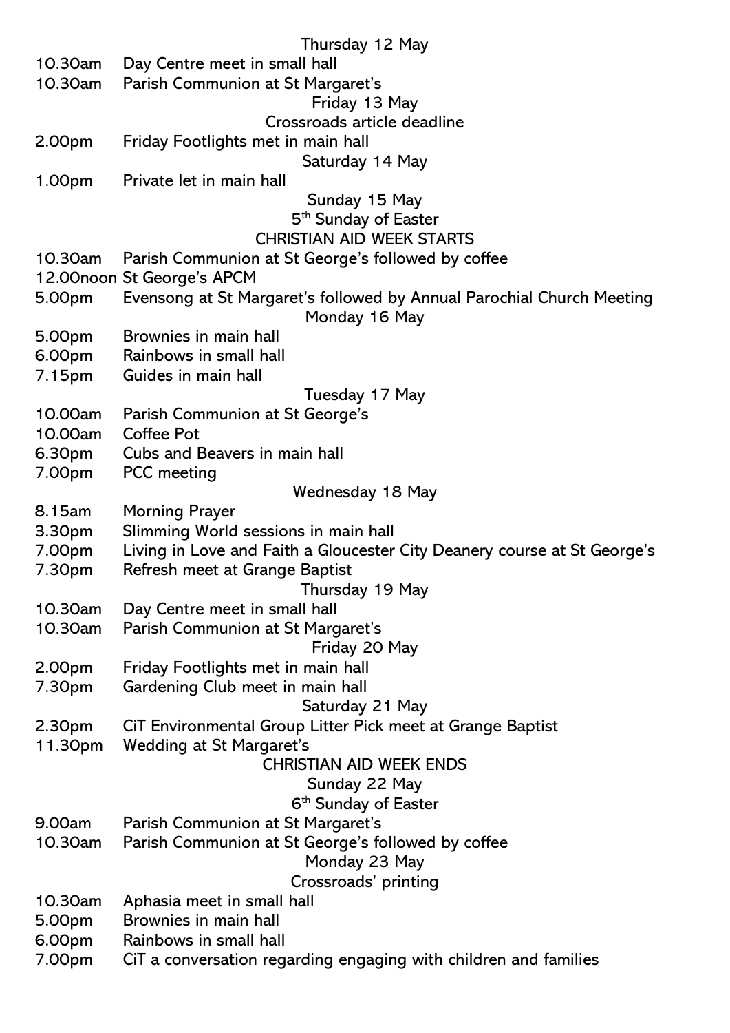**Thursday 12 May**

10.30am Day Centre meet in small hall
10.30am Parish Communion at St Margaret's

**Friday 13 May**

Crossroads article deadline

2.00pm Friday Footlights met in main hall

**Saturday 14 May**

1.00pm Private let in main hall

**Sunday 15 May**

5th Sunday of Easter

CHRISTIAN AID WEEK STARTS

10.30am Parish Communion at St George's followed by coffee
12.00noon St George's APCM
5.00pm Evensong at St Margaret's followed by Annual Parochial Church Meeting

**Monday 16 May**

5.00pm Brownies in main hall
6.00pm Rainbows in small hall
7.15pm Guides in main hall

**Tuesday 17 May**

10.00am Parish Communion at St George's
10.00am Coffee Pot
6.30pm Cubs and Beavers in main hall
7.00pm PCC meeting

**Wednesday 18 May**

8.15am Morning Prayer
3.30pm Slimming World sessions in main hall
7.00pm Living in Love and Faith a Gloucester City Deanery course at St George's
7.30pm Refresh meet at Grange Baptist

**Thursday 19 May**

10.30am Day Centre meet in small hall
10.30am Parish Communion at St Margaret's

**Friday 20 May**

2.00pm Friday Footlights met in main hall
7.30pm Gardening Club meet in main hall

**Saturday 21 May**

2.30pm CiT Environmental Group Litter Pick meet at Grange Baptist
11.30pm Wedding at St Margaret's

CHRISTIAN AID WEEK ENDS

**Sunday 22 May**

6th Sunday of Easter

9.00am Parish Communion at St Margaret's
10.30am Parish Communion at St George's followed by coffee

**Monday 23 May**

Crossroads' printing

10.30am Aphasia meet in small hall
5.00pm Brownies in main hall
6.00pm Rainbows in small hall
7.00pm CiT a conversation regarding engaging with children and families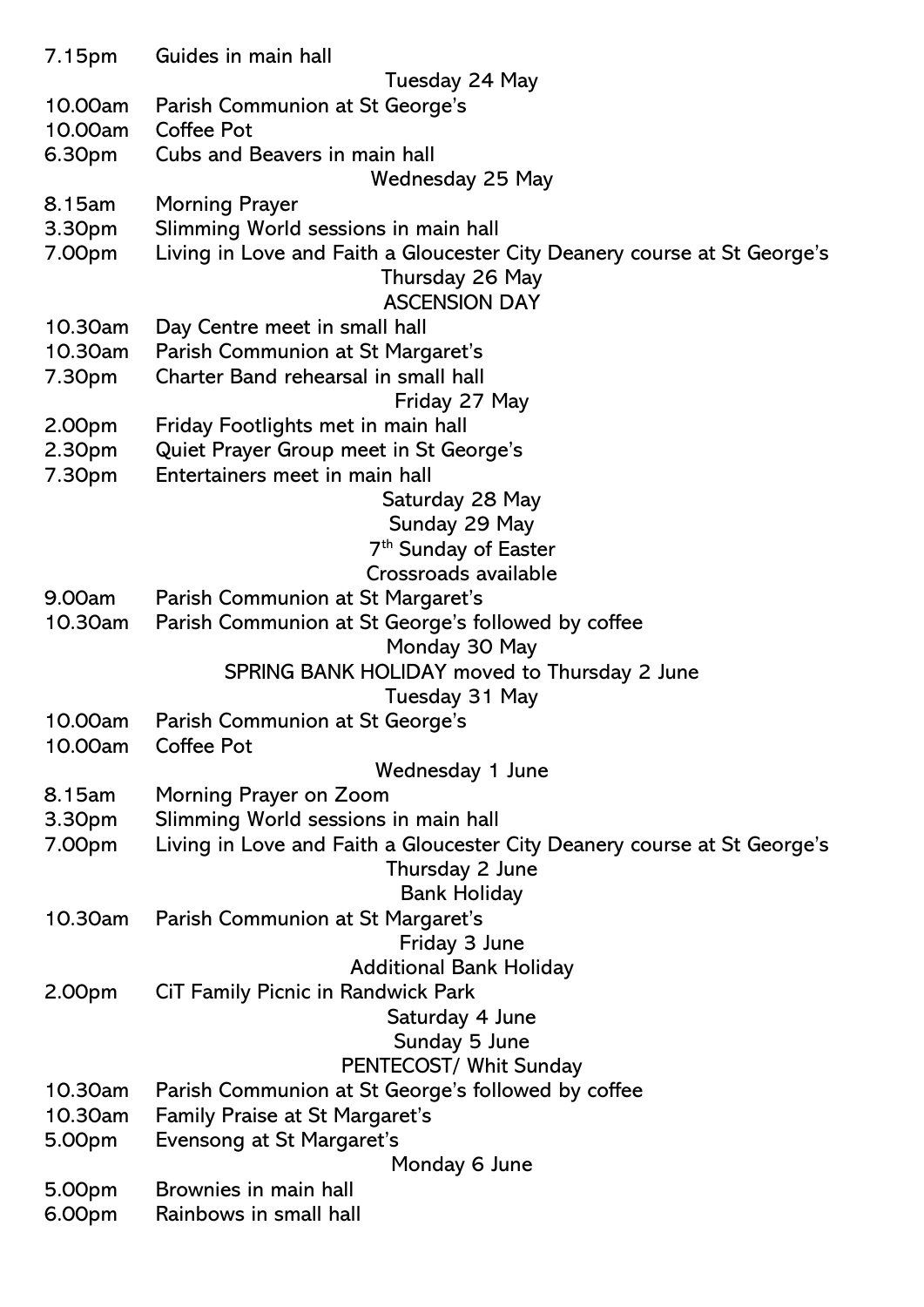7.15pm Guides in main hall

**Tuesday 24 May**

10.00am Parish Communion at St George's
10.00am Coffee Pot
6.30pm Cubs and Beavers in main hall

**Wednesday 25 May**

8.15am Morning Prayer
3.30pm Slimming World sessions in main hall
7.00pm Living in Love and Faith a Gloucester City Deanery course at St George's

**Thursday 26 May**
**ASCENSION DAY**

10.30am Day Centre meet in small hall
10.30am Parish Communion at St Margaret's
7.30pm Charter Band rehearsal in small hall

**Friday 27 May**

2.00pm Friday Footlights met in main hall
2.30pm Quiet Prayer Group meet in St George's
7.30pm Entertainers meet in main hall

**Saturday 28 May**

**Sunday 29 May**
**7th Sunday of Easter**
**Crossroads available**

9.00am Parish Communion at St Margaret's
10.30am Parish Communion at St George's followed by coffee

**Monday 30 May**
**SPRING BANK HOLIDAY moved to Thursday 2 June**

**Tuesday 31 May**

10.00am Parish Communion at St George's
10.00am Coffee Pot

**Wednesday 1 June**

8.15am Morning Prayer on Zoom
3.30pm Slimming World sessions in main hall
7.00pm Living in Love and Faith a Gloucester City Deanery course at St George's

**Thursday 2 June**
**Bank Holiday**

10.30am Parish Communion at St Margaret's

**Friday 3 June**
**Additional Bank Holiday**

2.00pm CiT Family Picnic in Randwick Park

**Saturday 4 June**

**Sunday 5 June**
**PENTECOST/ Whit Sunday**

10.30am Parish Communion at St George's followed by coffee
10.30am Family Praise at St Margaret's
5.00pm Evensong at St Margaret's

**Monday 6 June**

5.00pm Brownies in main hall
6.00pm Rainbows in small hall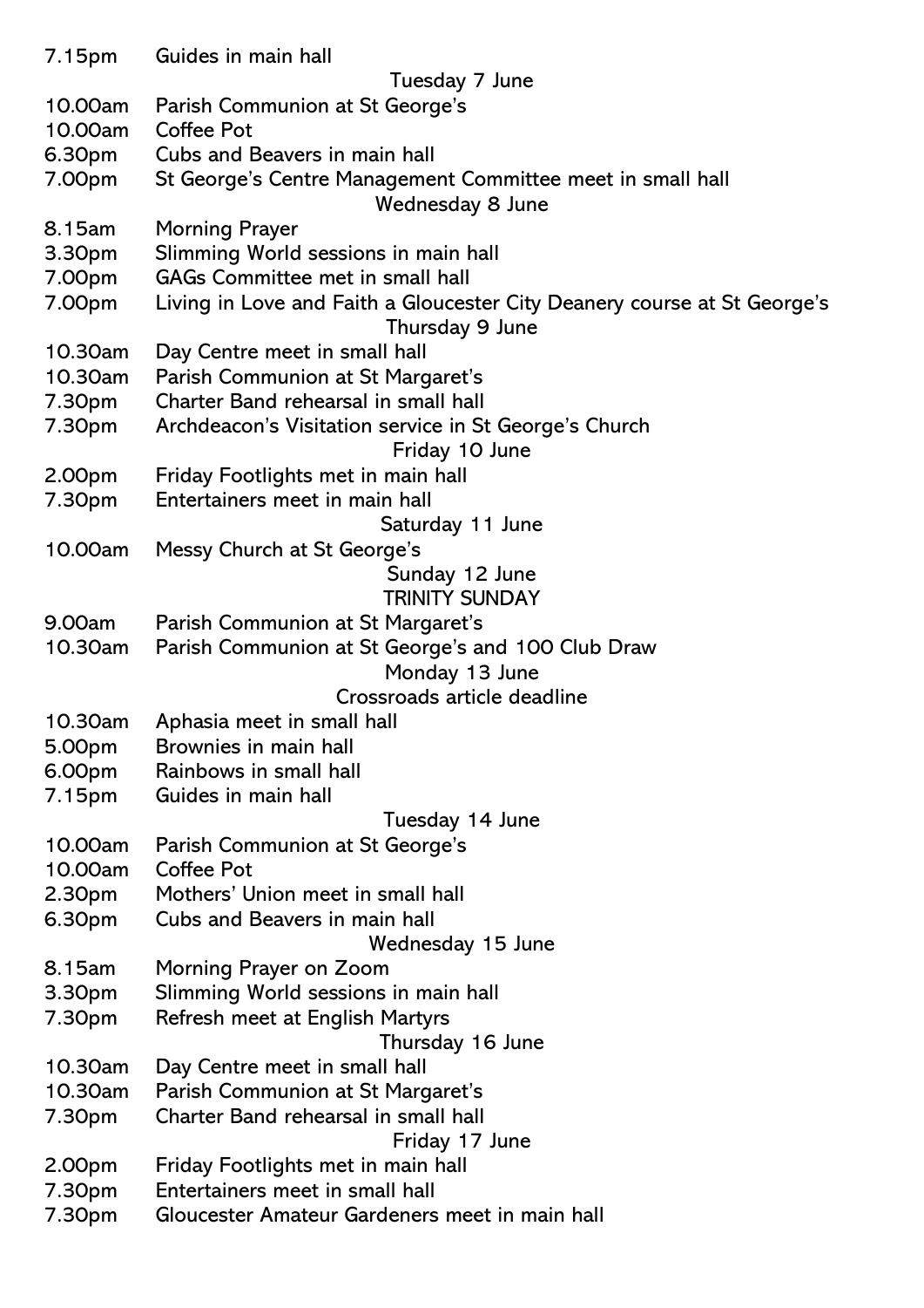| | |
|---|---|
| 7.15pm | Guides in main hall |

**Tuesday 7 June**

| | |
|---|---|
| 10.00am | Parish Communion at St George's |
| 10.00am | Coffee Pot |
| 6.30pm | Cubs and Beavers in main hall |
| 7.00pm | St George's Centre Management Committee meet in small hall |

**Wednesday 8 June**

| | |
|---|---|
| 8.15am | Morning Prayer |
| 3.30pm | Slimming World sessions in main hall |
| 7.00pm | GAGs Committee met in small hall |
| 7.00pm | Living in Love and Faith a Gloucester City Deanery course at St George's |

**Thursday 9 June**

| | |
|---|---|
| 10.30am | Day Centre meet in small hall |
| 10.30am | Parish Communion at St Margaret's |
| 7.30pm | Charter Band rehearsal in small hall |
| 7.30pm | Archdeacon's Visitation service in St George's Church |

**Friday 10 June**

| | |
|---|---|
| 2.00pm | Friday Footlights met in main hall |
| 7.30pm | Entertainers meet in main hall |

**Saturday 11 June**

| | |
|---|---|
| 10.00am | Messy Church at St George's |

**Sunday 12 June**
**TRINITY SUNDAY**

| | |
|---|---|
| 9.00am | Parish Communion at St Margaret's |
| 10.30am | Parish Communion at St George's and 100 Club Draw |

**Monday 13 June**
**Crossroads article deadline**

| | |
|---|---|
| 10.30am | Aphasia meet in small hall |
| 5.00pm | Brownies in main hall |
| 6.00pm | Rainbows in small hall |
| 7.15pm | Guides in main hall |

**Tuesday 14 June**

| | |
|---|---|
| 10.00am | Parish Communion at St George's |
| 10.00am | Coffee Pot |
| 2.30pm | Mothers' Union meet in small hall |
| 6.30pm | Cubs and Beavers in main hall |

**Wednesday 15 June**

| | |
|---|---|
| 8.15am | Morning Prayer on Zoom |
| 3.30pm | Slimming World sessions in main hall |
| 7.30pm | Refresh meet at English Martyrs |

**Thursday 16 June**

| | |
|---|---|
| 10.30am | Day Centre meet in small hall |
| 10.30am | Parish Communion at St Margaret's |
| 7.30pm | Charter Band rehearsal in small hall |

**Friday 17 June**

| | |
|---|---|
| 2.00pm | Friday Footlights met in main hall |
| 7.30pm | Entertainers meet in small hall |
| 7.30pm | Gloucester Amateur Gardeners meet in main hall |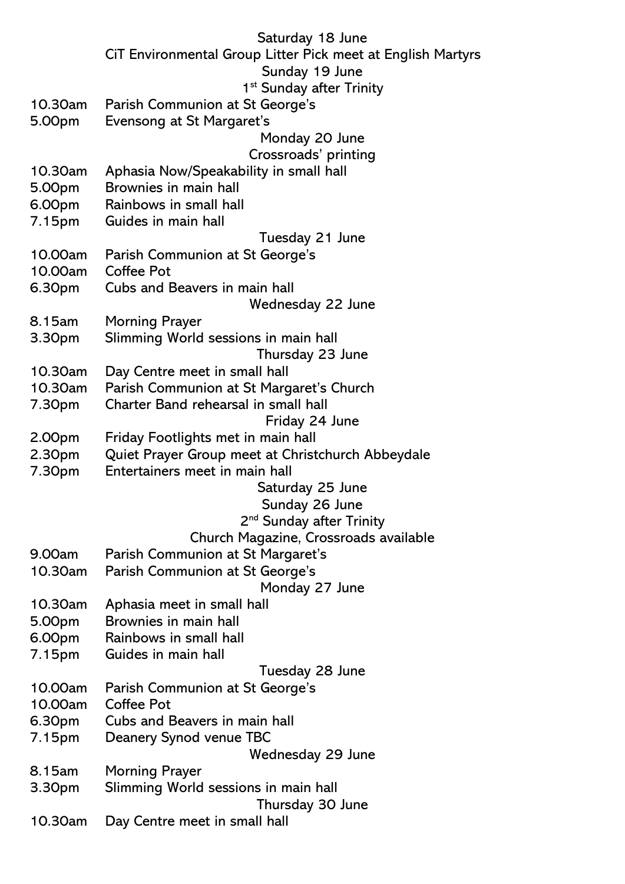Saturday 18 June

CiT Environmental Group Litter Pick meet at English Martyrs

Sunday 19 June

1st Sunday after Trinity

| | |
|---|---|
| 10.30am | Parish Communion at St George's |
| 5.00pm | Evensong at St Margaret's |

Monday 20 June

Crossroads' printing

| | |
|---|---|
| 10.30am | Aphasia Now/Speakability in small hall |
| 5.00pm | Brownies in main hall |
| 6.00pm | Rainbows in small hall |
| 7.15pm | Guides in main hall |

Tuesday 21 June

| | |
|---|---|
| 10.00am | Parish Communion at St George's |
| 10.00am | Coffee Pot |
| 6.30pm | Cubs and Beavers in main hall |

Wednesday 22 June

| | |
|---|---|
| 8.15am | Morning Prayer |
| 3.30pm | Slimming World sessions in main hall |

Thursday 23 June

| | |
|---|---|
| 10.30am | Day Centre meet in small hall |
| 10.30am | Parish Communion at St Margaret's Church |
| 7.30pm | Charter Band rehearsal in small hall |

Friday 24 June

| | |
|---|---|
| 2.00pm | Friday Footlights met in main hall |
| 2.30pm | Quiet Prayer Group meet at Christchurch Abbeydale |
| 7.30pm | Entertainers meet in main hall |

Saturday 25 June

Sunday 26 June

2nd Sunday after Trinity

Church Magazine, Crossroads available

| | |
|---|---|
| 9.00am | Parish Communion at St Margaret's |
| 10.30am | Parish Communion at St George's |

Monday 27 June

| | |
|---|---|
| 10.30am | Aphasia meet in small hall |
| 5.00pm | Brownies in main hall |
| 6.00pm | Rainbows in small hall |
| 7.15pm | Guides in main hall |

Tuesday 28 June

| | |
|---|---|
| 10.00am | Parish Communion at St George's |
| 10.00am | Coffee Pot |
| 6.30pm | Cubs and Beavers in main hall |
| 7.15pm | Deanery Synod venue TBC |

Wednesday 29 June

| | |
|---|---|
| 8.15am | Morning Prayer |
| 3.30pm | Slimming World sessions in main hall |

Thursday 30 June

| | |
|---|---|
| 10.30am | Day Centre meet in small hall |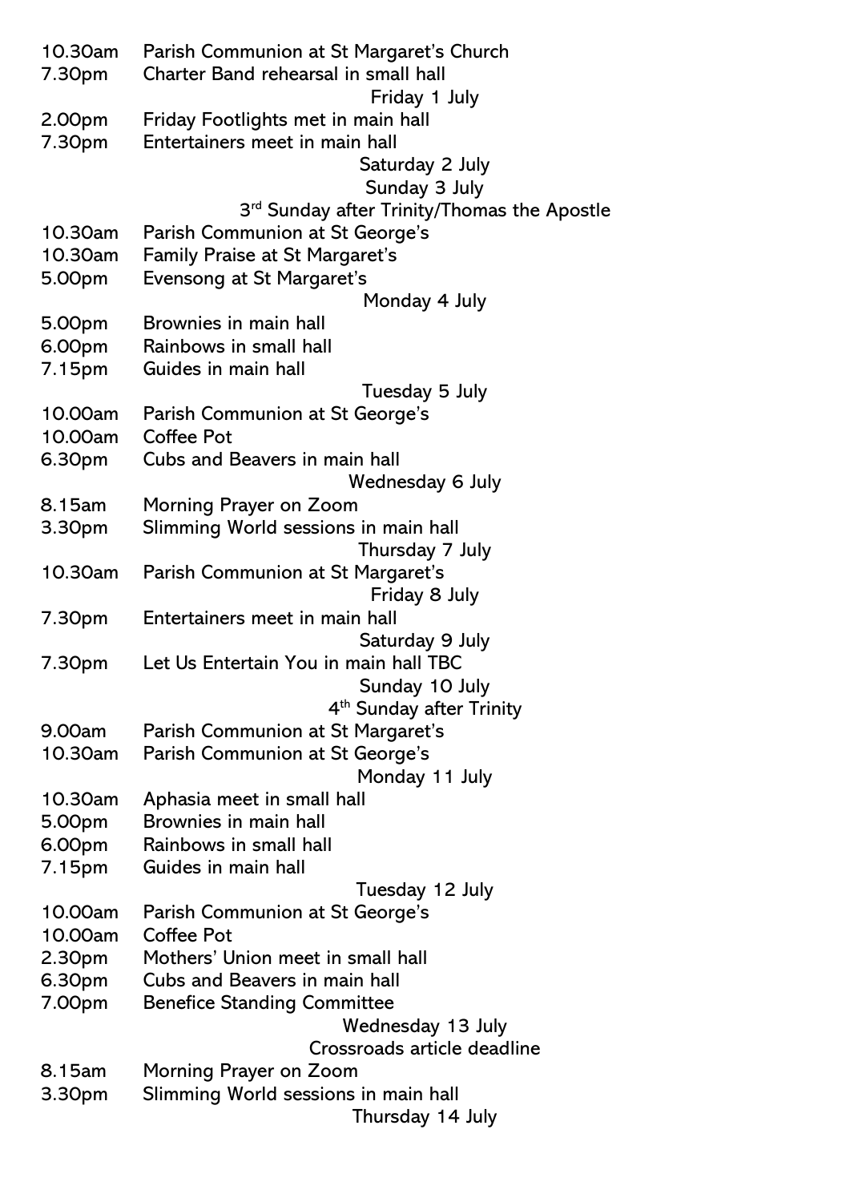10.30am Parish Communion at St Margaret's Church
7.30pm Charter Band rehearsal in small hall

Friday 1 July

2.00pm Friday Footlights met in main hall
7.30pm Entertainers meet in main hall

Saturday 2 July

Sunday 3 July

3rd Sunday after Trinity/Thomas the Apostle

10.30am Parish Communion at St George's
10.30am Family Praise at St Margaret's
5.00pm Evensong at St Margaret's

Monday 4 July

5.00pm Brownies in main hall
6.00pm Rainbows in small hall
7.15pm Guides in main hall

Tuesday 5 July

10.00am Parish Communion at St George's
10.00am Coffee Pot
6.30pm Cubs and Beavers in main hall

Wednesday 6 July

8.15am Morning Prayer on Zoom
3.30pm Slimming World sessions in main hall

Thursday 7 July

10.30am Parish Communion at St Margaret's

Friday 8 July

7.30pm Entertainers meet in main hall

Saturday 9 July

7.30pm Let Us Entertain You in main hall TBC

Sunday 10 July

4th Sunday after Trinity

9.00am Parish Communion at St Margaret's
10.30am Parish Communion at St George's

Monday 11 July

10.30am Aphasia meet in small hall
5.00pm Brownies in main hall
6.00pm Rainbows in small hall
7.15pm Guides in main hall

Tuesday 12 July

10.00am Parish Communion at St George's
10.00am Coffee Pot
2.30pm Mothers' Union meet in small hall
6.30pm Cubs and Beavers in main hall
7.00pm Benefice Standing Committee

Wednesday 13 July

Crossroads article deadline

8.15am Morning Prayer on Zoom
3.30pm Slimming World sessions in main hall

Thursday 14 July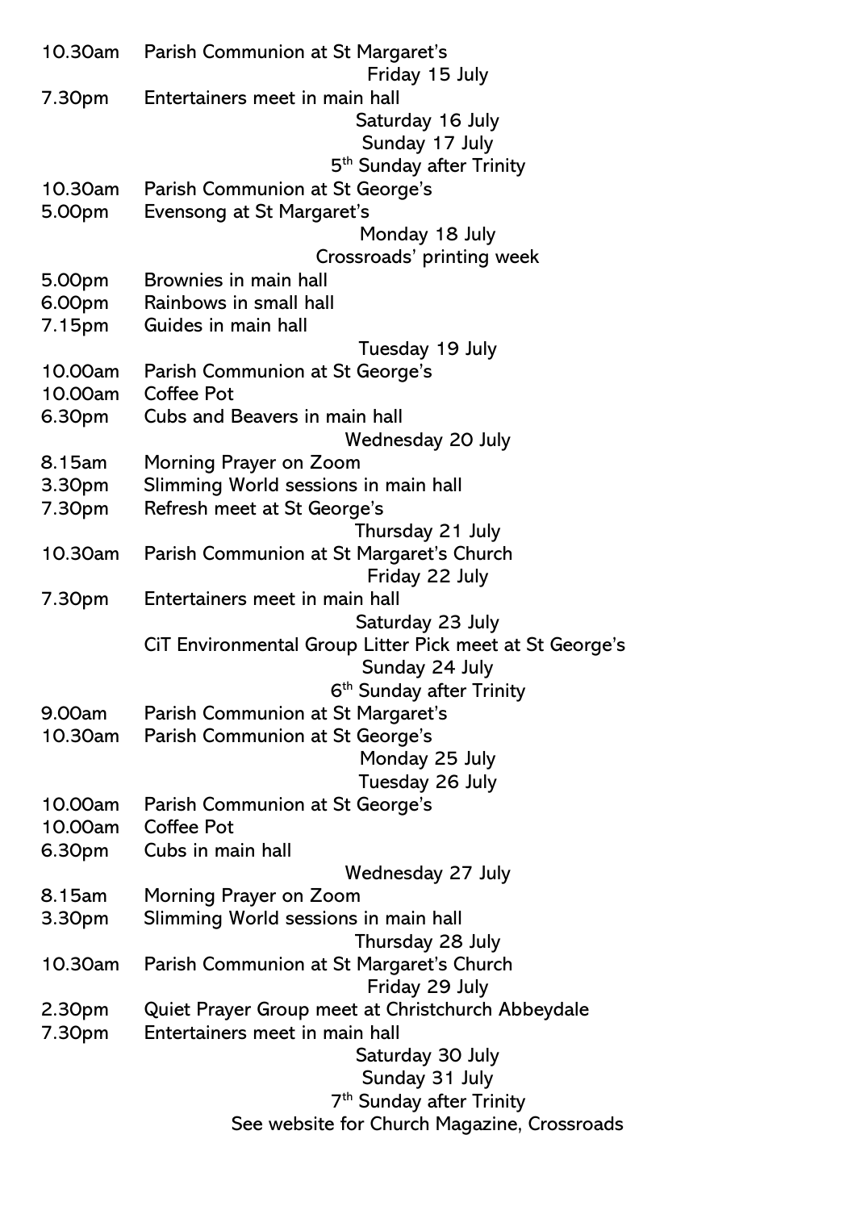10.30am Parish Communion at St Margaret's

**Friday 15 July**

7.30pm Entertainers meet in main hall

**Saturday 16 July**

**Sunday 17 July**

**5th Sunday after Trinity**

10.30am Parish Communion at St George's

5.00pm Evensong at St Margaret's

**Monday 18 July**

**Crossroads' printing week**

5.00pm Brownies in main hall

6.00pm Rainbows in small hall

7.15pm Guides in main hall

**Tuesday 19 July**

10.00am Parish Communion at St George's

10.00am Coffee Pot

6.30pm Cubs and Beavers in main hall

**Wednesday 20 July**

8.15am Morning Prayer on Zoom

3.30pm Slimming World sessions in main hall

7.30pm Refresh meet at St George's

**Thursday 21 July**

10.30am Parish Communion at St Margaret's Church

**Friday 22 July**

7.30pm Entertainers meet in main hall

**Saturday 23 July**

CiT Environmental Group Litter Pick meet at St George's

**Sunday 24 July**

**6th Sunday after Trinity**

9.00am Parish Communion at St Margaret's

10.30am Parish Communion at St George's

**Monday 25 July**

**Tuesday 26 July**

10.00am Parish Communion at St George's

10.00am Coffee Pot

6.30pm Cubs in main hall

**Wednesday 27 July**

8.15am Morning Prayer on Zoom

3.30pm Slimming World sessions in main hall

**Thursday 28 July**

10.30am Parish Communion at St Margaret's Church

**Friday 29 July**

2.30pm Quiet Prayer Group meet at Christchurch Abbeydale

7.30pm Entertainers meet in main hall

**Saturday 30 July**

**Sunday 31 July**

**7th Sunday after Trinity**

See website for Church Magazine, Crossroads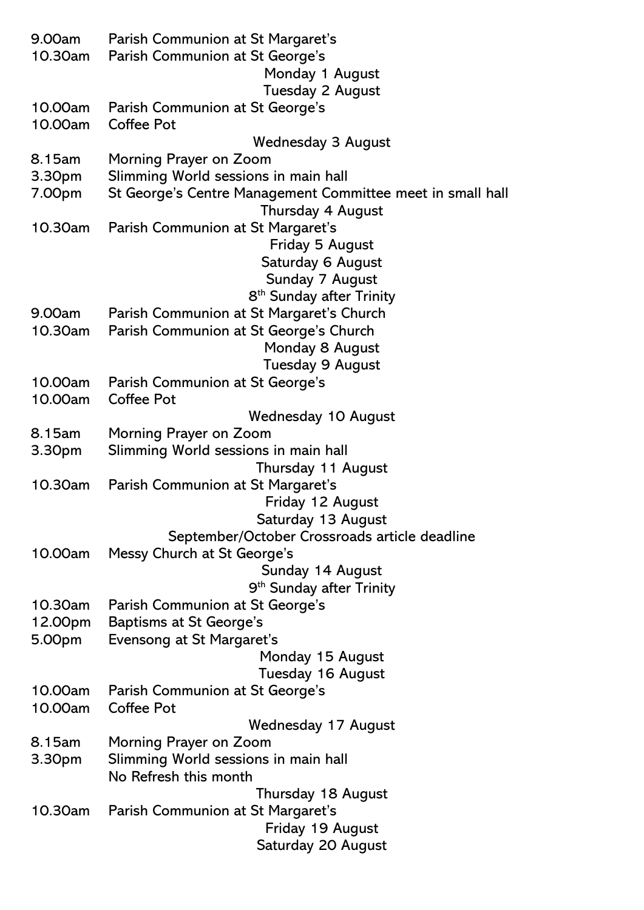9.00am Parish Communion at St Margaret's
10.30am Parish Communion at St George's

**Monday 1 August**

**Tuesday 2 August**

10.00am Parish Communion at St George's
10.00am Coffee Pot

**Wednesday 3 August**

8.15am Morning Prayer on Zoom
3.30pm Slimming World sessions in main hall
7.00pm St George's Centre Management Committee meet in small hall

**Thursday 4 August**

10.30am Parish Communion at St Margaret's

**Friday 5 August**

**Saturday 6 August**

**Sunday 7 August**

**8th Sunday after Trinity**

9.00am Parish Communion at St Margaret's Church
10.30am Parish Communion at St George's Church

**Monday 8 August**

**Tuesday 9 August**

10.00am Parish Communion at St George's
10.00am Coffee Pot

**Wednesday 10 August**

8.15am Morning Prayer on Zoom
3.30pm Slimming World sessions in main hall

**Thursday 11 August**

10.30am Parish Communion at St Margaret's

**Friday 12 August**

**Saturday 13 August**

September/October Crossroads article deadline

10.00am Messy Church at St George's

**Sunday 14 August**

**9th Sunday after Trinity**

10.30am Parish Communion at St George's
12.00pm Baptisms at St George's
5.00pm Evensong at St Margaret's

**Monday 15 August**

**Tuesday 16 August**

10.00am Parish Communion at St George's
10.00am Coffee Pot

**Wednesday 17 August**

8.15am Morning Prayer on Zoom
3.30pm Slimming World sessions in main hall
No Refresh this month

**Thursday 18 August**

10.30am Parish Communion at St Margaret's

**Friday 19 August**

**Saturday 20 August**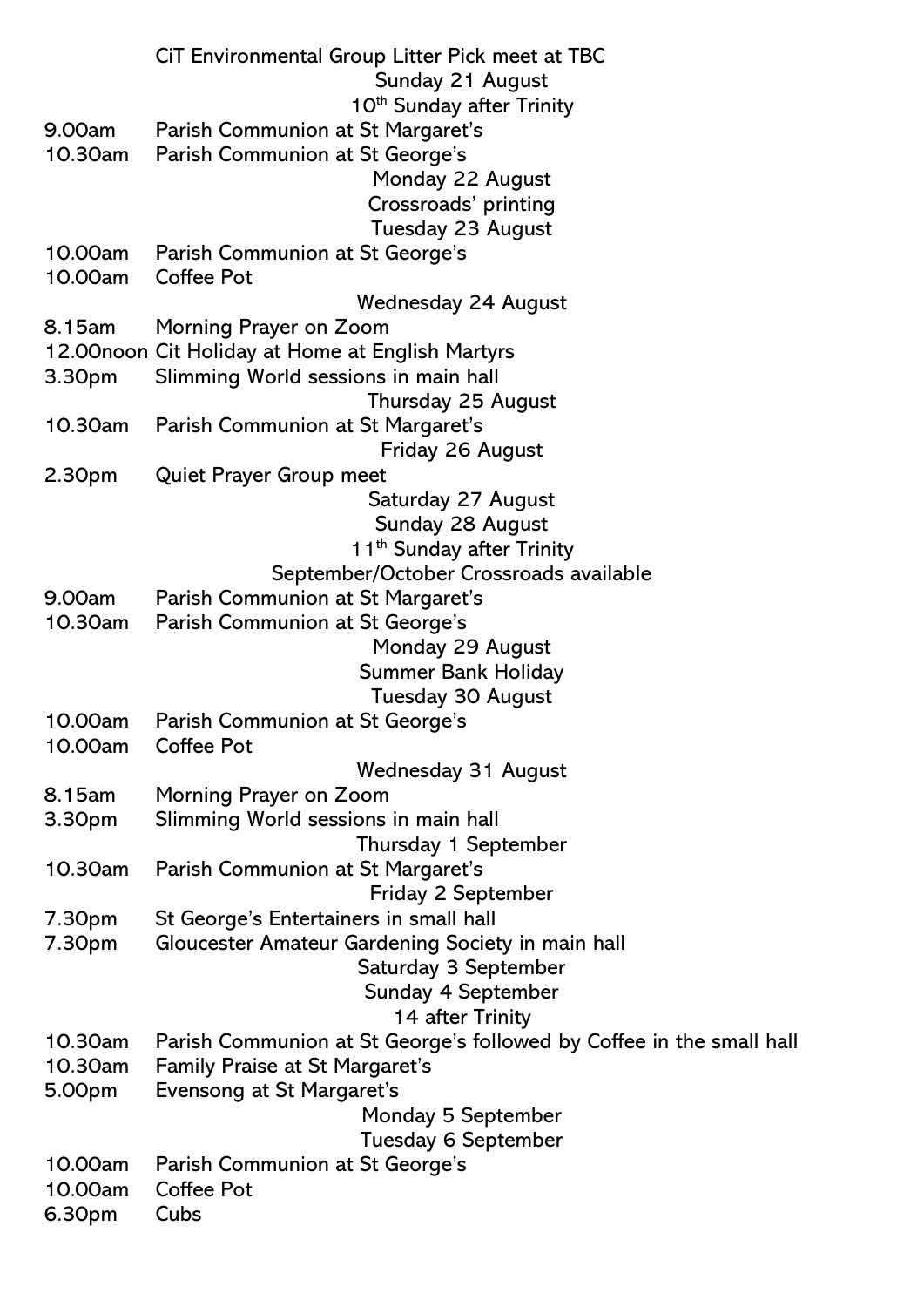CiT Environmental Group Litter Pick meet at TBC

**Sunday 21 August**

10th Sunday after Trinity

9.00am Parish Communion at St Margaret's
10.30am Parish Communion at St George's

**Monday 22 August**

Crossroads' printing

**Tuesday 23 August**

10.00am Parish Communion at St George's
10.00am Coffee Pot

**Wednesday 24 August**

8.15am Morning Prayer on Zoom
12.00noon Cit Holiday at Home at English Martyrs
3.30pm Slimming World sessions in main hall

**Thursday 25 August**

10.30am Parish Communion at St Margaret's

**Friday 26 August**

2.30pm Quiet Prayer Group meet

**Saturday 27 August**

**Sunday 28 August**

11th Sunday after Trinity

September/October Crossroads available

9.00am Parish Communion at St Margaret's
10.30am Parish Communion at St George's

**Monday 29 August**

Summer Bank Holiday

**Tuesday 30 August**

10.00am Parish Communion at St George's
10.00am Coffee Pot

**Wednesday 31 August**

8.15am Morning Prayer on Zoom
3.30pm Slimming World sessions in main hall

**Thursday 1 September**

10.30am Parish Communion at St Margaret's

**Friday 2 September**

7.30pm St George's Entertainers in small hall
7.30pm Gloucester Amateur Gardening Society in main hall

**Saturday 3 September**

**Sunday 4 September**

14 after Trinity

10.30am Parish Communion at St George's followed by Coffee in the small hall
10.30am Family Praise at St Margaret's
5.00pm Evensong at St Margaret's

**Monday 5 September**

**Tuesday 6 September**

10.00am Parish Communion at St George's
10.00am Coffee Pot
6.30pm Cubs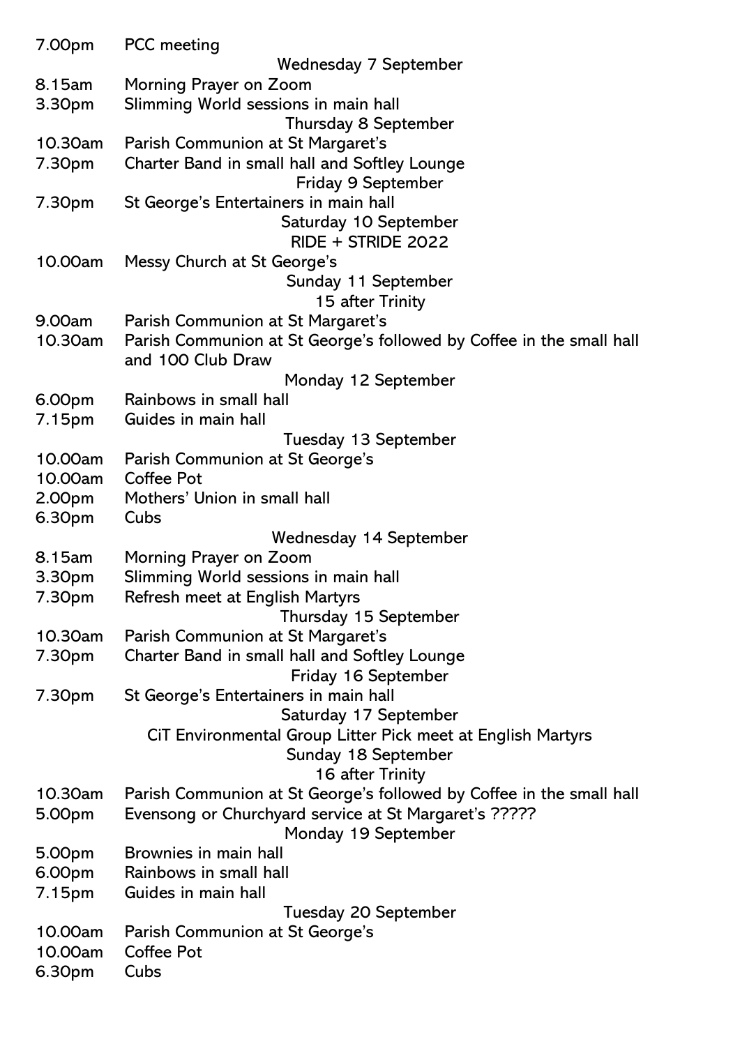7.00pm PCC meeting

**Wednesday 7 September**

8.15am Morning Prayer on Zoom
3.30pm Slimming World sessions in main hall

**Thursday 8 September**

10.30am Parish Communion at St Margaret's
7.30pm Charter Band in small hall and Softley Lounge

**Friday 9 September**

7.30pm St George's Entertainers in main hall

**Saturday 10 September**
**RIDE + STRIDE 2022**

10.00am Messy Church at St George's

**Sunday 11 September**
**15 after Trinity**

9.00am Parish Communion at St Margaret's
10.30am Parish Communion at St George's followed by Coffee in the small hall and 100 Club Draw

**Monday 12 September**

6.00pm Rainbows in small hall
7.15pm Guides in main hall

**Tuesday 13 September**

10.00am Parish Communion at St George's
10.00am Coffee Pot
2.00pm Mothers' Union in small hall
6.30pm Cubs

**Wednesday 14 September**

8.15am Morning Prayer on Zoom
3.30pm Slimming World sessions in main hall
7.30pm Refresh meet at English Martyrs

**Thursday 15 September**

10.30am Parish Communion at St Margaret's
7.30pm Charter Band in small hall and Softley Lounge

**Friday 16 September**

7.30pm St George's Entertainers in main hall

**Saturday 17 September**

CiT Environmental Group Litter Pick meet at English Martyrs

**Sunday 18 September**
**16 after Trinity**

10.30am Parish Communion at St George's followed by Coffee in the small hall
5.00pm Evensong or Churchyard service at St Margaret's ?????

**Monday 19 September**

5.00pm Brownies in main hall
6.00pm Rainbows in small hall
7.15pm Guides in main hall

**Tuesday 20 September**

10.00am Parish Communion at St George's
10.00am Coffee Pot
6.30pm Cubs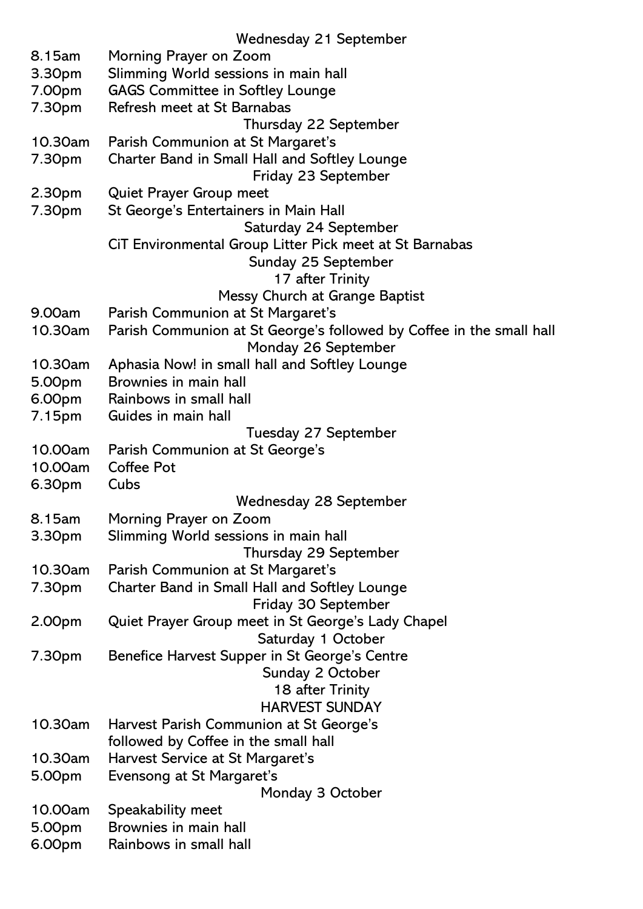**Wednesday 21 September**

8.15am Morning Prayer on Zoom
3.30pm Slimming World sessions in main hall
7.00pm GAGS Committee in Softley Lounge
7.30pm Refresh meet at St Barnabas

**Thursday 22 September**

10.30am Parish Communion at St Margaret's
7.30pm Charter Band in Small Hall and Softley Lounge

**Friday 23 September**

2.30pm Quiet Prayer Group meet
7.30pm St George's Entertainers in Main Hall

**Saturday 24 September**

CiT Environmental Group Litter Pick meet at St Barnabas

**Sunday 25 September**
**17 after Trinity**
**Messy Church at Grange Baptist**

9.00am Parish Communion at St Margaret's
10.30am Parish Communion at St George's followed by Coffee in the small hall

**Monday 26 September**

10.30am Aphasia Now! in small hall and Softley Lounge
5.00pm Brownies in main hall
6.00pm Rainbows in small hall
7.15pm Guides in main hall

**Tuesday 27 September**

10.00am Parish Communion at St George's
10.00am Coffee Pot
6.30pm Cubs

**Wednesday 28 September**

8.15am Morning Prayer on Zoom
3.30pm Slimming World sessions in main hall

**Thursday 29 September**

10.30am Parish Communion at St Margaret's
7.30pm Charter Band in Small Hall and Softley Lounge

**Friday 30 September**

2.00pm Quiet Prayer Group meet in St George's Lady Chapel

**Saturday 1 October**

7.30pm Benefice Harvest Supper in St George's Centre

**Sunday 2 October**
**18 after Trinity**
**HARVEST SUNDAY**

10.30am Harvest Parish Communion at St George's followed by Coffee in the small hall
10.30am Harvest Service at St Margaret's
5.00pm Evensong at St Margaret's

**Monday 3 October**

10.00am Speakability meet
5.00pm Brownies in main hall
6.00pm Rainbows in small hall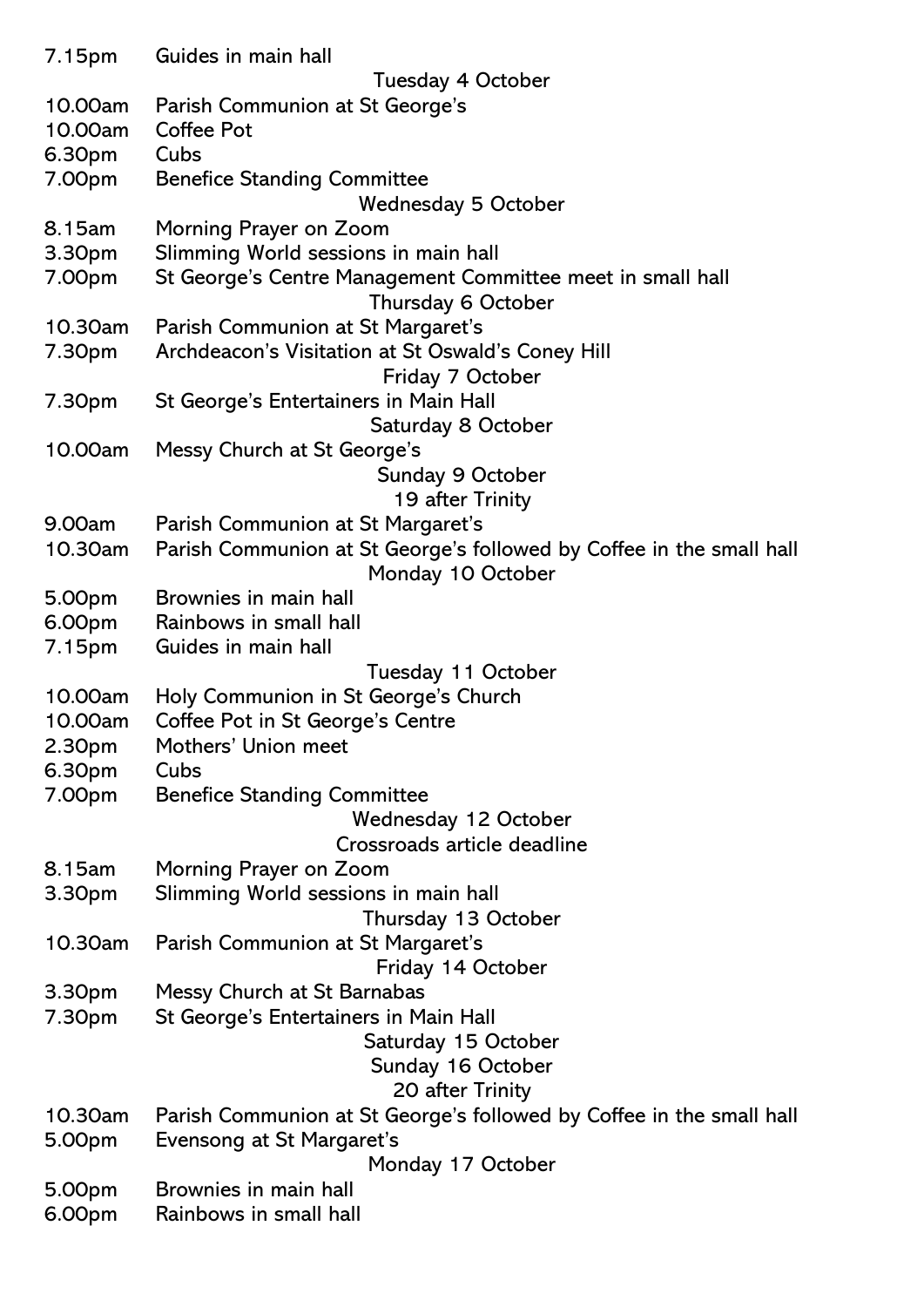7.15pm Guides in main hall

**Tuesday 4 October**

10.00am Parish Communion at St George's
10.00am Coffee Pot
6.30pm Cubs
7.00pm Benefice Standing Committee

**Wednesday 5 October**

8.15am Morning Prayer on Zoom
3.30pm Slimming World sessions in main hall
7.00pm St George's Centre Management Committee meet in small hall

**Thursday 6 October**

10.30am Parish Communion at St Margaret's
7.30pm Archdeacon's Visitation at St Oswald's Coney Hill

**Friday 7 October**

7.30pm St George's Entertainers in Main Hall

**Saturday 8 October**

10.00am Messy Church at St George's

**Sunday 9 October**
**19 after Trinity**

9.00am Parish Communion at St Margaret's
10.30am Parish Communion at St George's followed by Coffee in the small hall

**Monday 10 October**

5.00pm Brownies in main hall
6.00pm Rainbows in small hall
7.15pm Guides in main hall

**Tuesday 11 October**

10.00am Holy Communion in St George's Church
10.00am Coffee Pot in St George's Centre
2.30pm Mothers' Union meet
6.30pm Cubs
7.00pm Benefice Standing Committee

**Wednesday 12 October**
**Crossroads article deadline**

8.15am Morning Prayer on Zoom
3.30pm Slimming World sessions in main hall

**Thursday 13 October**

10.30am Parish Communion at St Margaret's

**Friday 14 October**

3.30pm Messy Church at St Barnabas
7.30pm St George's Entertainers in Main Hall

**Saturday 15 October**

**Sunday 16 October**
**20 after Trinity**

10.30am Parish Communion at St George's followed by Coffee in the small hall
5.00pm Evensong at St Margaret's

**Monday 17 October**

5.00pm Brownies in main hall
6.00pm Rainbows in small hall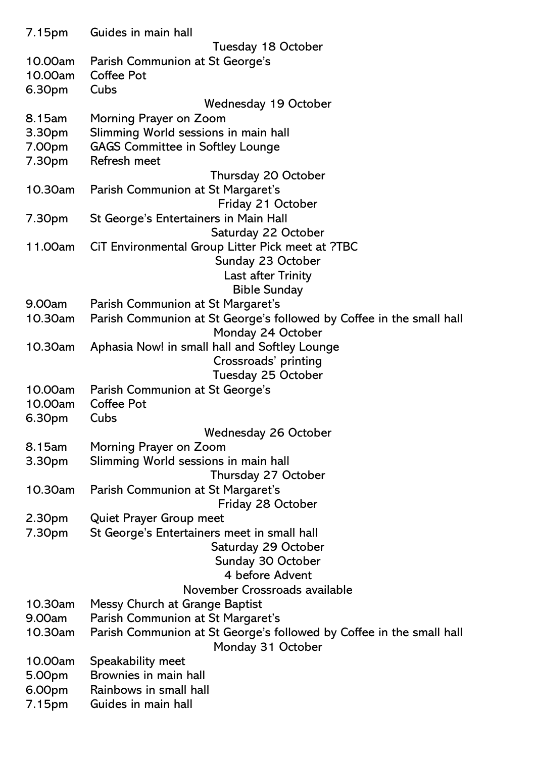7.15pm Guides in main hall

**Tuesday 18 October**

10.00am Parish Communion at St George's
10.00am Coffee Pot
6.30pm Cubs

**Wednesday 19 October**

8.15am Morning Prayer on Zoom
3.30pm Slimming World sessions in main hall
7.00pm GAGS Committee in Softley Lounge
7.30pm Refresh meet

**Thursday 20 October**

10.30am Parish Communion at St Margaret's

**Friday 21 October**

7.30pm St George's Entertainers in Main Hall

**Saturday 22 October**

11.00am CiT Environmental Group Litter Pick meet at ?TBC

**Sunday 23 October**
**Last after Trinity**
**Bible Sunday**

9.00am Parish Communion at St Margaret's
10.30am Parish Communion at St George's followed by Coffee in the small hall

**Monday 24 October**

10.30am Aphasia Now! in small hall and Softley Lounge
Crossroads' printing

**Tuesday 25 October**

10.00am Parish Communion at St George's
10.00am Coffee Pot
6.30pm Cubs

**Wednesday 26 October**

8.15am Morning Prayer on Zoom
3.30pm Slimming World sessions in main hall

**Thursday 27 October**

10.30am Parish Communion at St Margaret's

**Friday 28 October**

2.30pm Quiet Prayer Group meet
7.30pm St George's Entertainers meet in small hall

**Saturday 29 October**

**Sunday 30 October**
**4 before Advent**
November Crossroads available

10.30am Messy Church at Grange Baptist
9.00am Parish Communion at St Margaret's
10.30am Parish Communion at St George's followed by Coffee in the small hall

**Monday 31 October**

10.00am Speakability meet
5.00pm Brownies in main hall
6.00pm Rainbows in small hall
7.15pm Guides in main hall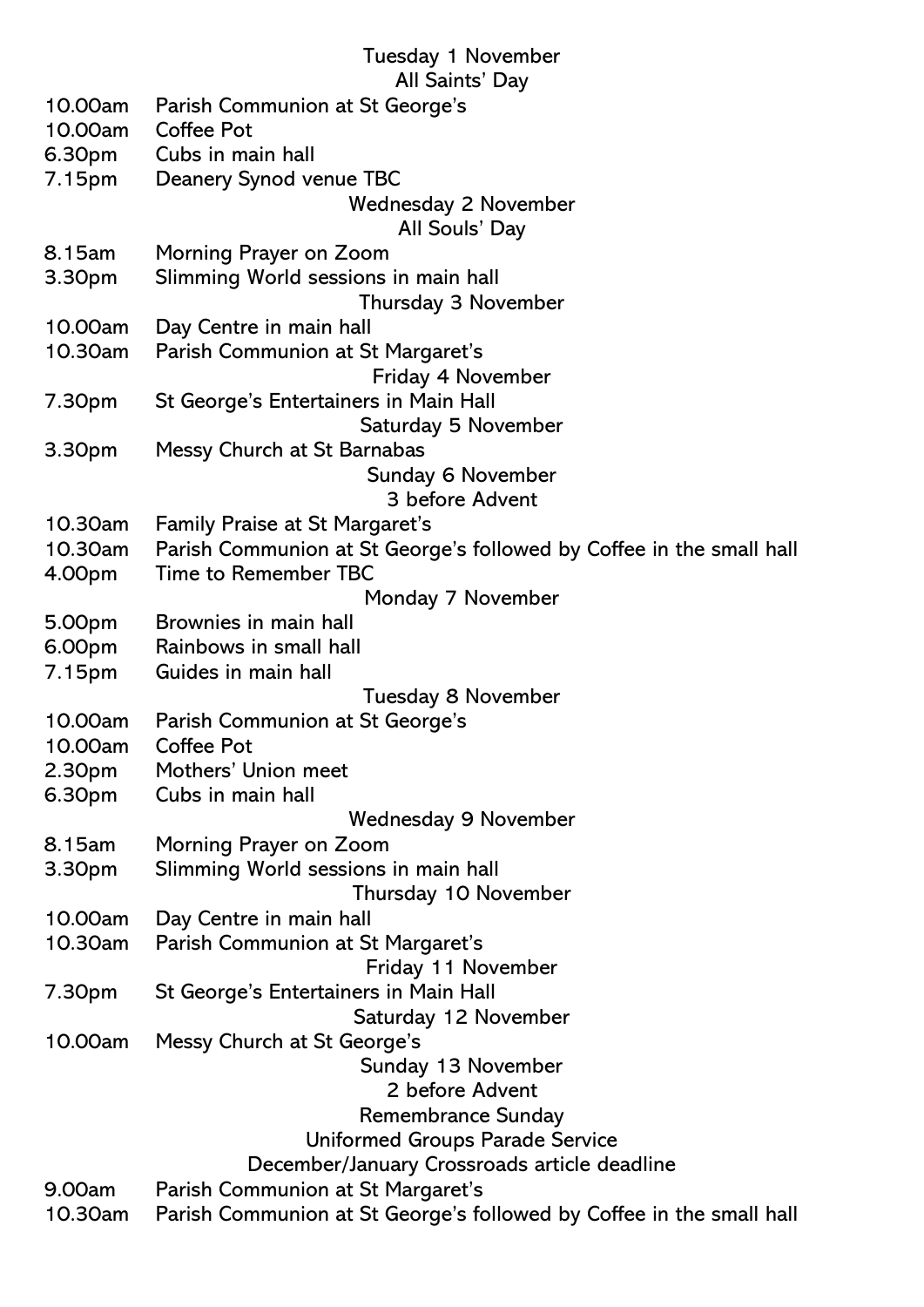**Tuesday 1 November**
**All Saints' Day**

10.00am Parish Communion at St George's
10.00am Coffee Pot
6.30pm Cubs in main hall
7.15pm Deanery Synod venue TBC

**Wednesday 2 November**
**All Souls' Day**

8.15am Morning Prayer on Zoom
3.30pm Slimming World sessions in main hall

**Thursday 3 November**

10.00am Day Centre in main hall
10.30am Parish Communion at St Margaret's

**Friday 4 November**

7.30pm St George's Entertainers in Main Hall

**Saturday 5 November**

3.30pm Messy Church at St Barnabas

**Sunday 6 November**
**3 before Advent**

10.30am Family Praise at St Margaret's
10.30am Parish Communion at St George's followed by Coffee in the small hall
4.00pm Time to Remember TBC

**Monday 7 November**

5.00pm Brownies in main hall
6.00pm Rainbows in small hall
7.15pm Guides in main hall

**Tuesday 8 November**

10.00am Parish Communion at St George's
10.00am Coffee Pot
2.30pm Mothers' Union meet
6.30pm Cubs in main hall

**Wednesday 9 November**

8.15am Morning Prayer on Zoom
3.30pm Slimming World sessions in main hall

**Thursday 10 November**

10.00am Day Centre in main hall
10.30am Parish Communion at St Margaret's

**Friday 11 November**

7.30pm St George's Entertainers in Main Hall

**Saturday 12 November**

10.00am Messy Church at St George's

**Sunday 13 November**
**2 before Advent**
**Remembrance Sunday**
**Uniformed Groups Parade Service**
**December/January Crossroads article deadline**

9.00am Parish Communion at St Margaret's
10.30am Parish Communion at St George's followed by Coffee in the small hall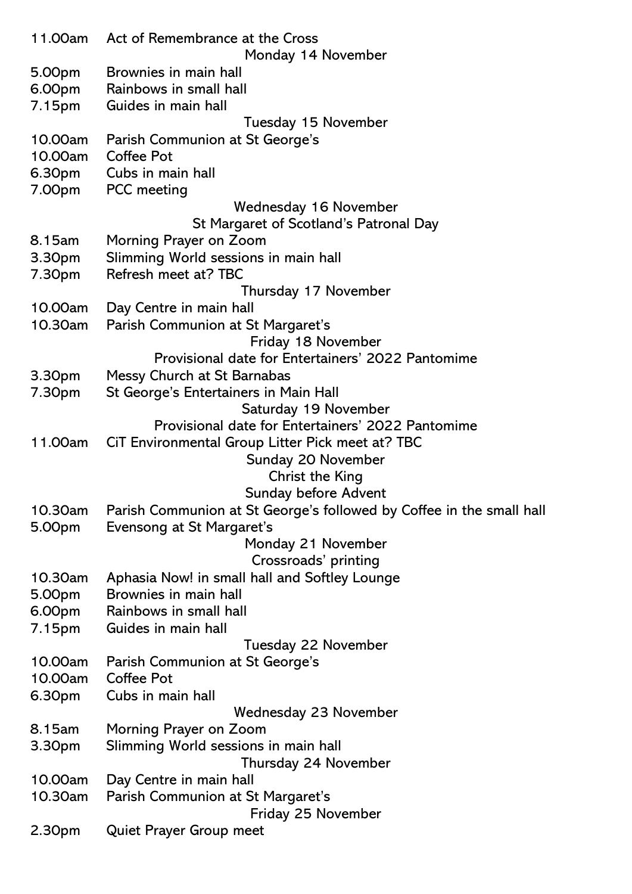11.00am Act of Remembrance at the Cross

**Monday 14 November**

5.00pm Brownies in main hall
6.00pm Rainbows in small hall
7.15pm Guides in main hall

**Tuesday 15 November**

10.00am Parish Communion at St George's
10.00am Coffee Pot
6.30pm Cubs in main hall
7.00pm PCC meeting

**Wednesday 16 November**
**St Margaret of Scotland's Patronal Day**

8.15am Morning Prayer on Zoom
3.30pm Slimming World sessions in main hall
7.30pm Refresh meet at? TBC

**Thursday 17 November**

10.00am Day Centre in main hall
10.30am Parish Communion at St Margaret's

**Friday 18 November**
**Provisional date for Entertainers' 2022 Pantomime**

3.30pm Messy Church at St Barnabas
7.30pm St George's Entertainers in Main Hall

**Saturday 19 November**
**Provisional date for Entertainers' 2022 Pantomime**

11.00am CiT Environmental Group Litter Pick meet at? TBC

**Sunday 20 November**
**Christ the King**
**Sunday before Advent**

10.30am Parish Communion at St George's followed by Coffee in the small hall
5.00pm Evensong at St Margaret's

**Monday 21 November**
**Crossroads' printing**

10.30am Aphasia Now! in small hall and Softley Lounge
5.00pm Brownies in main hall
6.00pm Rainbows in small hall
7.15pm Guides in main hall

**Tuesday 22 November**

10.00am Parish Communion at St George's
10.00am Coffee Pot
6.30pm Cubs in main hall

**Wednesday 23 November**

8.15am Morning Prayer on Zoom
3.30pm Slimming World sessions in main hall

**Thursday 24 November**

10.00am Day Centre in main hall
10.30am Parish Communion at St Margaret's

**Friday 25 November**

2.30pm Quiet Prayer Group meet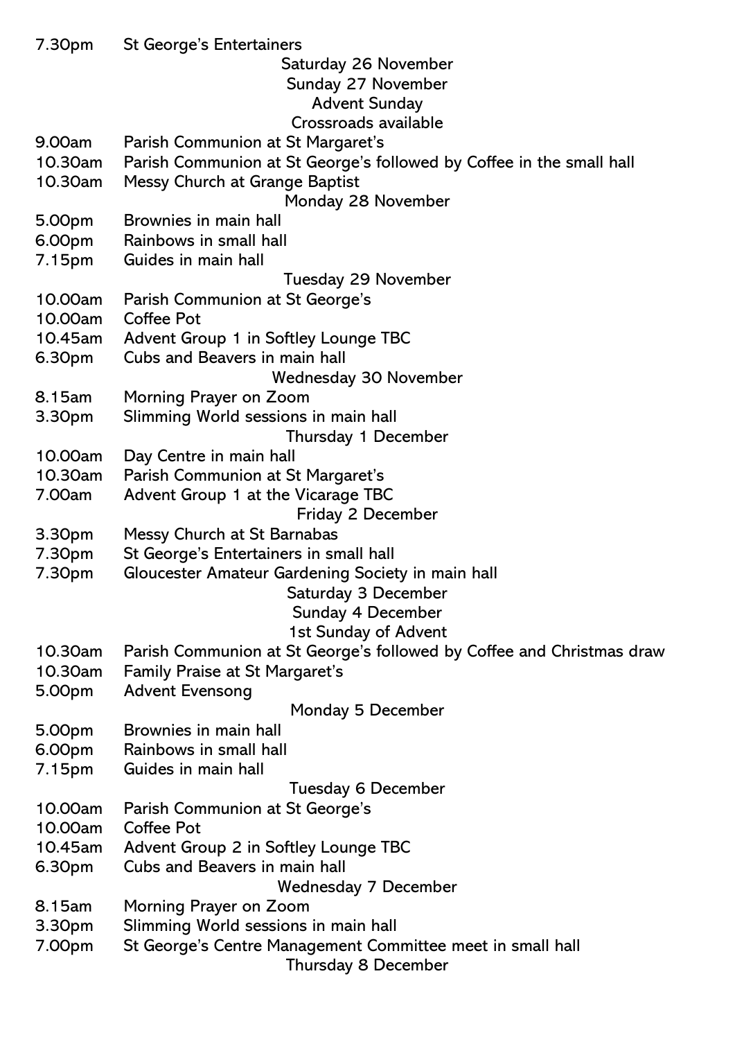7.30pm St George's Entertainers

**Saturday 26 November**

**Sunday 27 November**

**Advent Sunday**

**Crossroads available**

9.00am Parish Communion at St Margaret's
10.30am Parish Communion at St George's followed by Coffee in the small hall
10.30am Messy Church at Grange Baptist

**Monday 28 November**

5.00pm Brownies in main hall
6.00pm Rainbows in small hall
7.15pm Guides in main hall

**Tuesday 29 November**

10.00am Parish Communion at St George's
10.00am Coffee Pot
10.45am Advent Group 1 in Softley Lounge TBC
6.30pm Cubs and Beavers in main hall

**Wednesday 30 November**

8.15am Morning Prayer on Zoom
3.30pm Slimming World sessions in main hall

**Thursday 1 December**

10.00am Day Centre in main hall
10.30am Parish Communion at St Margaret's
7.00am Advent Group 1 at the Vicarage TBC

**Friday 2 December**

3.30pm Messy Church at St Barnabas
7.30pm St George's Entertainers in small hall
7.30pm Gloucester Amateur Gardening Society in main hall

**Saturday 3 December**

**Sunday 4 December**

**1st Sunday of Advent**

10.30am Parish Communion at St George's followed by Coffee and Christmas draw
10.30am Family Praise at St Margaret's
5.00pm Advent Evensong

**Monday 5 December**

5.00pm Brownies in main hall
6.00pm Rainbows in small hall
7.15pm Guides in main hall

**Tuesday 6 December**

10.00am Parish Communion at St George's
10.00am Coffee Pot
10.45am Advent Group 2 in Softley Lounge TBC
6.30pm Cubs and Beavers in main hall

**Wednesday 7 December**

8.15am Morning Prayer on Zoom
3.30pm Slimming World sessions in main hall
7.00pm St George's Centre Management Committee meet in small hall

**Thursday 8 December**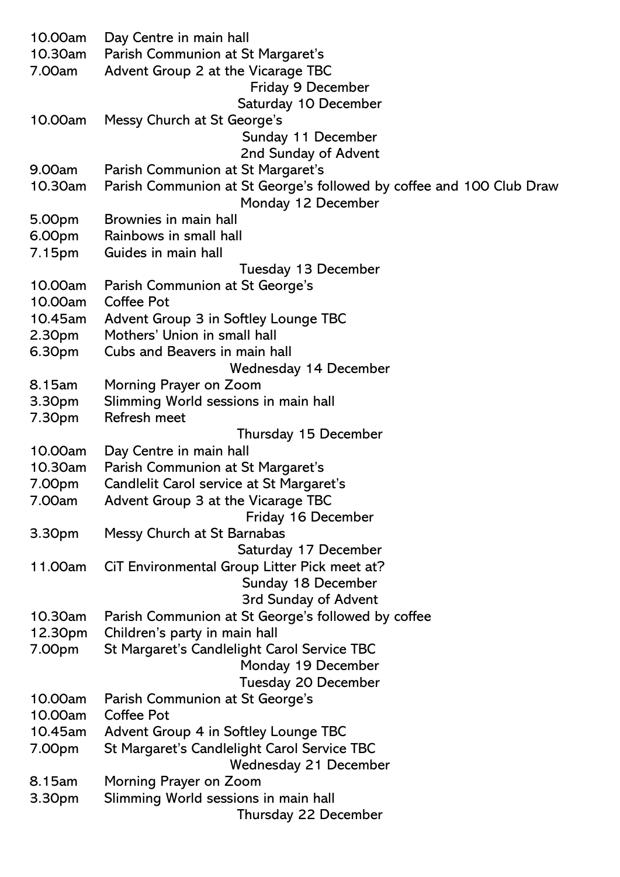10.00am Day Centre in main hall
10.30am Parish Communion at St Margaret's
7.00am Advent Group 2 at the Vicarage TBC

Friday 9 December

Saturday 10 December

10.00am Messy Church at St George's

Sunday 11 December
2nd Sunday of Advent

9.00am Parish Communion at St Margaret's
10.30am Parish Communion at St George's followed by coffee and 100 Club Draw

Monday 12 December

5.00pm Brownies in main hall
6.00pm Rainbows in small hall
7.15pm Guides in main hall

Tuesday 13 December

10.00am Parish Communion at St George's
10.00am Coffee Pot
10.45am Advent Group 3 in Softley Lounge TBC
2.30pm Mothers' Union in small hall
6.30pm Cubs and Beavers in main hall

Wednesday 14 December

8.15am Morning Prayer on Zoom
3.30pm Slimming World sessions in main hall
7.30pm Refresh meet

Thursday 15 December

10.00am Day Centre in main hall
10.30am Parish Communion at St Margaret's
7.00pm Candlelit Carol service at St Margaret's
7.00am Advent Group 3 at the Vicarage TBC

Friday 16 December

3.30pm Messy Church at St Barnabas

Saturday 17 December

11.00am CiT Environmental Group Litter Pick meet at?

Sunday 18 December
3rd Sunday of Advent

10.30am Parish Communion at St George's followed by coffee
12.30pm Children's party in main hall
7.00pm St Margaret's Candlelight Carol Service TBC

Monday 19 December

Tuesday 20 December

10.00am Parish Communion at St George's
10.00am Coffee Pot
10.45am Advent Group 4 in Softley Lounge TBC
7.00pm St Margaret's Candlelight Carol Service TBC

Wednesday 21 December

8.15am Morning Prayer on Zoom
3.30pm Slimming World sessions in main hall

Thursday 22 December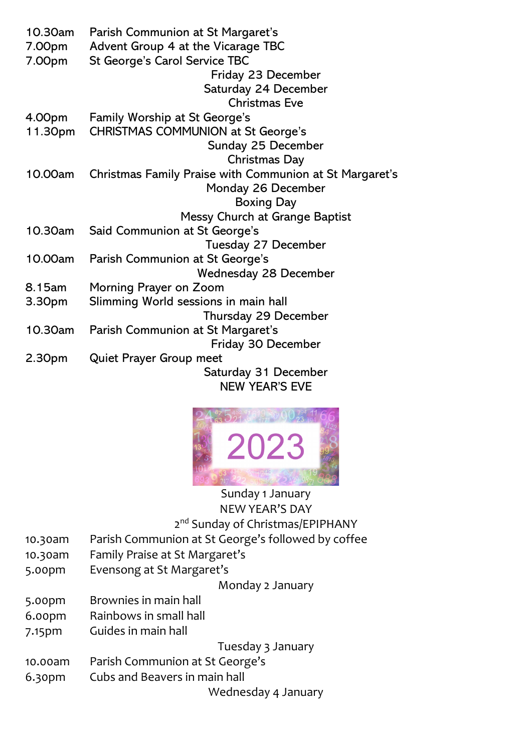10.30am Parish Communion at St Margaret's
7.00pm Advent Group 4 at the Vicarage TBC
7.00pm St George's Carol Service TBC

Friday 23 December

Saturday 24 December
Christmas Eve

4.00pm Family Worship at St George's
11.30pm CHRISTMAS COMMUNION at St George's

Sunday 25 December
Christmas Day

10.00am Christmas Family Praise with Communion at St Margaret's

Monday 26 December
Boxing Day
Messy Church at Grange Baptist

10.30am Said Communion at St George's

Tuesday 27 December

10.00am Parish Communion at St George's

Wednesday 28 December

8.15am Morning Prayer on Zoom
3.30pm Slimming World sessions in main hall

Thursday 29 December

10.30am Parish Communion at St Margaret's

Friday 30 December

2.30pm Quiet Prayer Group meet

Saturday 31 December
NEW YEAR'S EVE

2023

Sunday 1 January
NEW YEAR'S DAY
2nd Sunday of Christmas/EPIPHANY

10.30am Parish Communion at St George's followed by coffee
10.30am Family Praise at St Margaret's
5.00pm Evensong at St Margaret's

Monday 2 January

5.00pm Brownies in main hall
6.00pm Rainbows in small hall
7.15pm Guides in main hall

Tuesday 3 January

10.00am Parish Communion at St George's
6.30pm Cubs and Beavers in main hall

Wednesday 4 January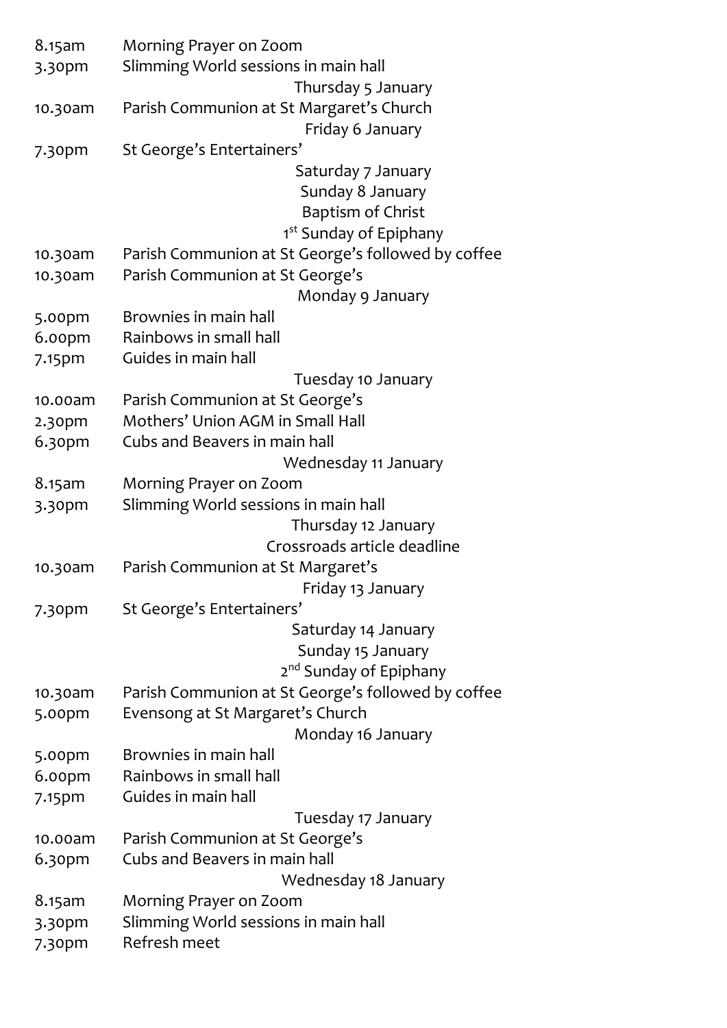| | |
|---|---|
| 8.15am | Morning Prayer on Zoom |
| 3.30pm | Slimming World sessions in main hall |

**Thursday 5 January**

| | |
|---|---|
| 10.30am | Parish Communion at St Margaret's Church |

**Friday 6 January**

| | |
|---|---|
| 7.30pm | St George's Entertainers' |

**Saturday 7 January**

**Sunday 8 January**

**Baptism of Christ**

**1st Sunday of Epiphany**

| | |
|---|---|
| 10.30am | Parish Communion at St George's followed by coffee |
| 10.30am | Parish Communion at St George's |

**Monday 9 January**

| | |
|---|---|
| 5.00pm | Brownies in main hall |
| 6.00pm | Rainbows in small hall |
| 7.15pm | Guides in main hall |

**Tuesday 10 January**

| | |
|---|---|
| 10.00am | Parish Communion at St George's |
| 2.30pm | Mothers' Union AGM in Small Hall |
| 6.30pm | Cubs and Beavers in main hall |

**Wednesday 11 January**

| | |
|---|---|
| 8.15am | Morning Prayer on Zoom |
| 3.30pm | Slimming World sessions in main hall |

**Thursday 12 January**

**Crossroads article deadline**

| | |
|---|---|
| 10.30am | Parish Communion at St Margaret's |

**Friday 13 January**

| | |
|---|---|
| 7.30pm | St George's Entertainers' |

**Saturday 14 January**

**Sunday 15 January**

**2nd Sunday of Epiphany**

| | |
|---|---|
| 10.30am | Parish Communion at St George's followed by coffee |
| 5.00pm | Evensong at St Margaret's Church |

**Monday 16 January**

| | |
|---|---|
| 5.00pm | Brownies in main hall |
| 6.00pm | Rainbows in small hall |
| 7.15pm | Guides in main hall |

**Tuesday 17 January**

| | |
|---|---|
| 10.00am | Parish Communion at St George's |
| 6.30pm | Cubs and Beavers in main hall |

**Wednesday 18 January**

| | |
|---|---|
| 8.15am | Morning Prayer on Zoom |
| 3.30pm | Slimming World sessions in main hall |
| 7.30pm | Refresh meet |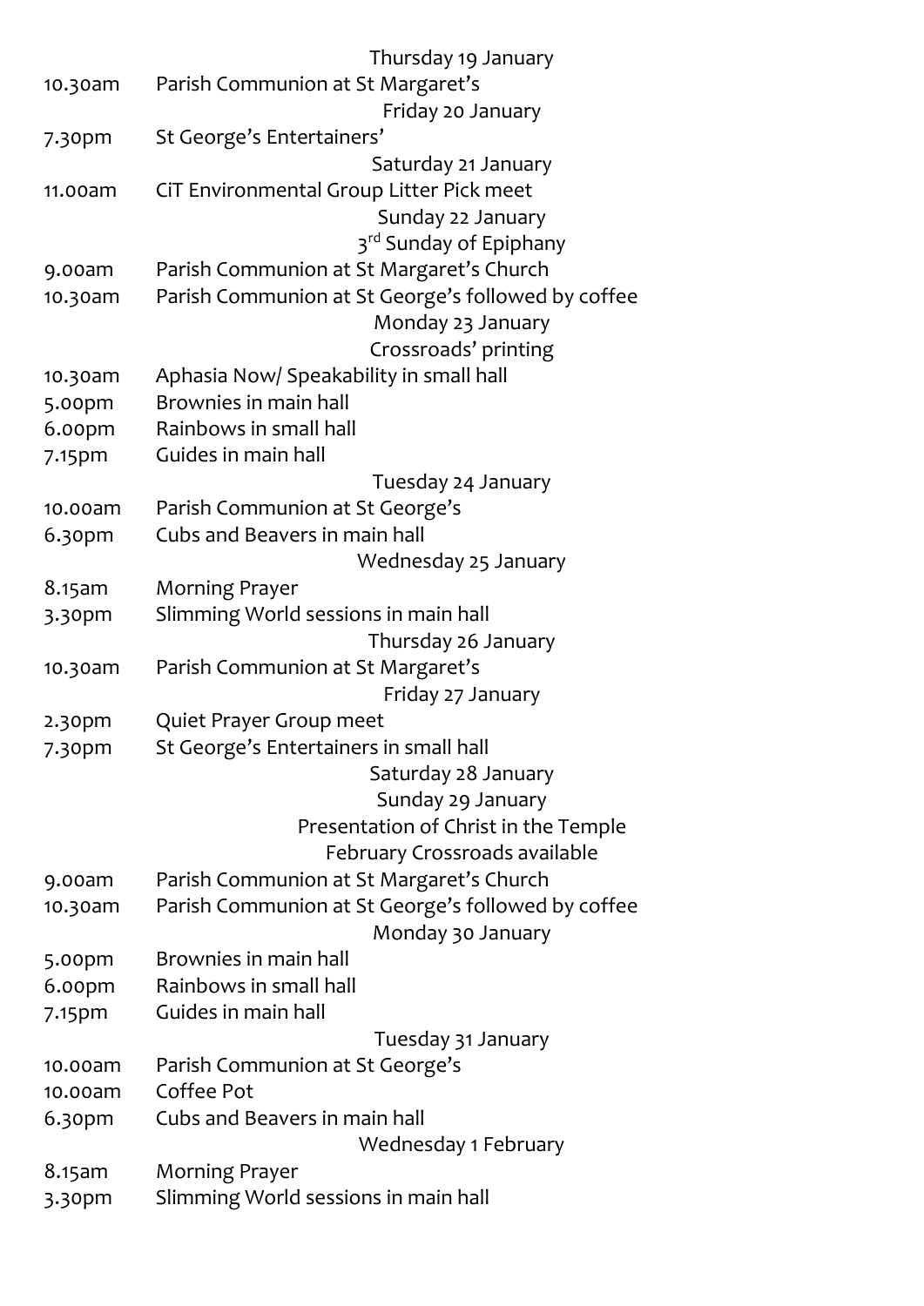Thursday 19 January

10.30am Parish Communion at St Margaret's

Friday 20 January

7.30pm St George's Entertainers'

Saturday 21 January

11.00am CiT Environmental Group Litter Pick meet

Sunday 22 January

3rd Sunday of Epiphany

9.00am Parish Communion at St Margaret's Church

10.30am Parish Communion at St George's followed by coffee

Monday 23 January

Crossroads' printing

10.30am Aphasia Now/ Speakability in small hall

5.00pm Brownies in main hall

6.00pm Rainbows in small hall

7.15pm Guides in main hall

Tuesday 24 January

10.00am Parish Communion at St George's

6.30pm Cubs and Beavers in main hall

Wednesday 25 January

8.15am Morning Prayer

3.30pm Slimming World sessions in main hall

Thursday 26 January

10.30am Parish Communion at St Margaret's

Friday 27 January

2.30pm Quiet Prayer Group meet

7.30pm St George's Entertainers in small hall

Saturday 28 January

Sunday 29 January

Presentation of Christ in the Temple

February Crossroads available

9.00am Parish Communion at St Margaret's Church

10.30am Parish Communion at St George's followed by coffee

Monday 30 January

5.00pm Brownies in main hall

6.00pm Rainbows in small hall

7.15pm Guides in main hall

Tuesday 31 January

10.00am Parish Communion at St George's

10.00am Coffee Pot

6.30pm Cubs and Beavers in main hall

Wednesday 1 February

8.15am Morning Prayer

3.30pm Slimming World sessions in main hall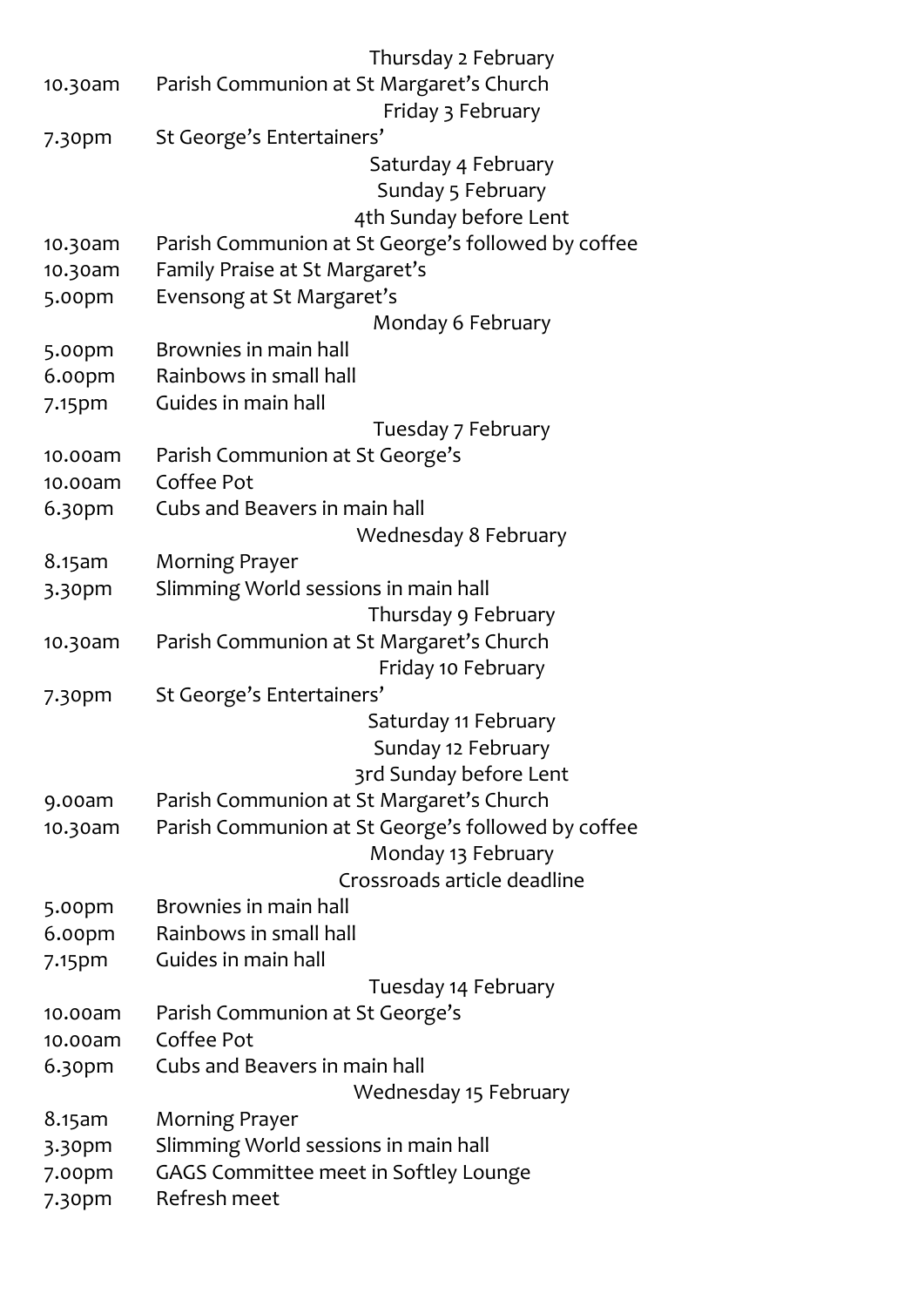Thursday 2 February

10.30am Parish Communion at St Margaret's Church

Friday 3 February

7.30pm St George's Entertainers'

Saturday 4 February

Sunday 5 February

4th Sunday before Lent

10.30am Parish Communion at St George's followed by coffee

10.30am Family Praise at St Margaret's

5.00pm Evensong at St Margaret's

Monday 6 February

5.00pm Brownies in main hall

6.00pm Rainbows in small hall

7.15pm Guides in main hall

Tuesday 7 February

10.00am Parish Communion at St George's

10.00am Coffee Pot

6.30pm Cubs and Beavers in main hall

Wednesday 8 February

8.15am Morning Prayer

3.30pm Slimming World sessions in main hall

Thursday 9 February

10.30am Parish Communion at St Margaret's Church

Friday 10 February

7.30pm St George's Entertainers'

Saturday 11 February

Sunday 12 February

3rd Sunday before Lent

9.00am Parish Communion at St Margaret's Church

10.30am Parish Communion at St George's followed by coffee

Monday 13 February

Crossroads article deadline

5.00pm Brownies in main hall

6.00pm Rainbows in small hall

7.15pm Guides in main hall

Tuesday 14 February

10.00am Parish Communion at St George's

10.00am Coffee Pot

6.30pm Cubs and Beavers in main hall

Wednesday 15 February

8.15am Morning Prayer

3.30pm Slimming World sessions in main hall

7.00pm GAGS Committee meet in Softley Lounge

7.30pm Refresh meet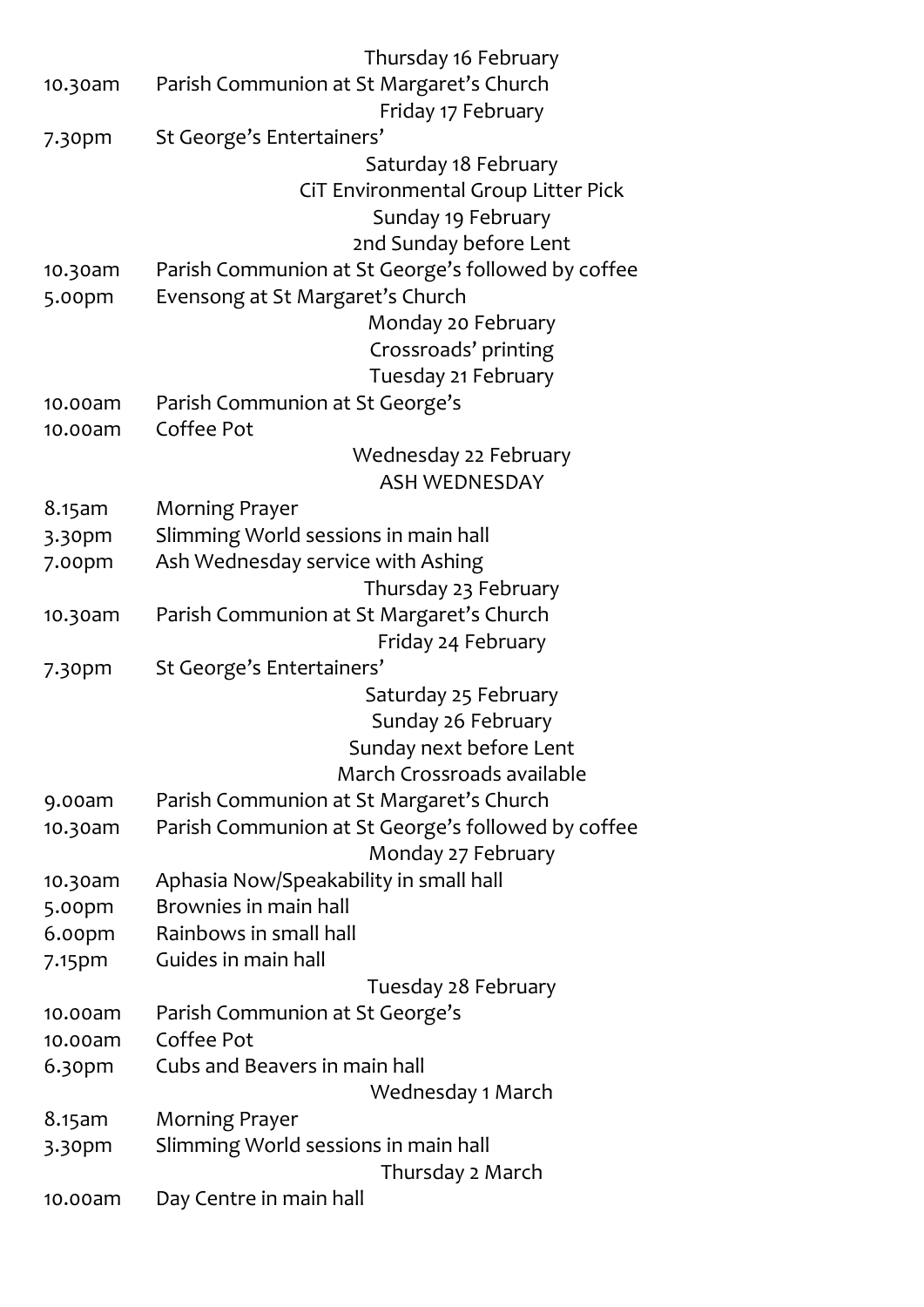Thursday 16 February

10.30am Parish Communion at St Margaret's Church

Friday 17 February

7.30pm St George's Entertainers'

Saturday 18 February

CiT Environmental Group Litter Pick

Sunday 19 February

2nd Sunday before Lent

10.30am Parish Communion at St George's followed by coffee

5.00pm Evensong at St Margaret's Church

Monday 20 February

Crossroads' printing

Tuesday 21 February

10.00am Parish Communion at St George's

10.00am Coffee Pot

Wednesday 22 February

ASH WEDNESDAY

8.15am Morning Prayer

3.30pm Slimming World sessions in main hall

7.00pm Ash Wednesday service with Ashing

Thursday 23 February

10.30am Parish Communion at St Margaret's Church

Friday 24 February

7.30pm St George's Entertainers'

Saturday 25 February

Sunday 26 February

Sunday next before Lent

March Crossroads available

9.00am Parish Communion at St Margaret's Church

10.30am Parish Communion at St George's followed by coffee

Monday 27 February

10.30am Aphasia Now/Speakability in small hall

5.00pm Brownies in main hall

6.00pm Rainbows in small hall

7.15pm Guides in main hall

Tuesday 28 February

10.00am Parish Communion at St George's

10.00am Coffee Pot

6.30pm Cubs and Beavers in main hall

Wednesday 1 March

8.15am Morning Prayer

3.30pm Slimming World sessions in main hall

Thursday 2 March

10.00am Day Centre in main hall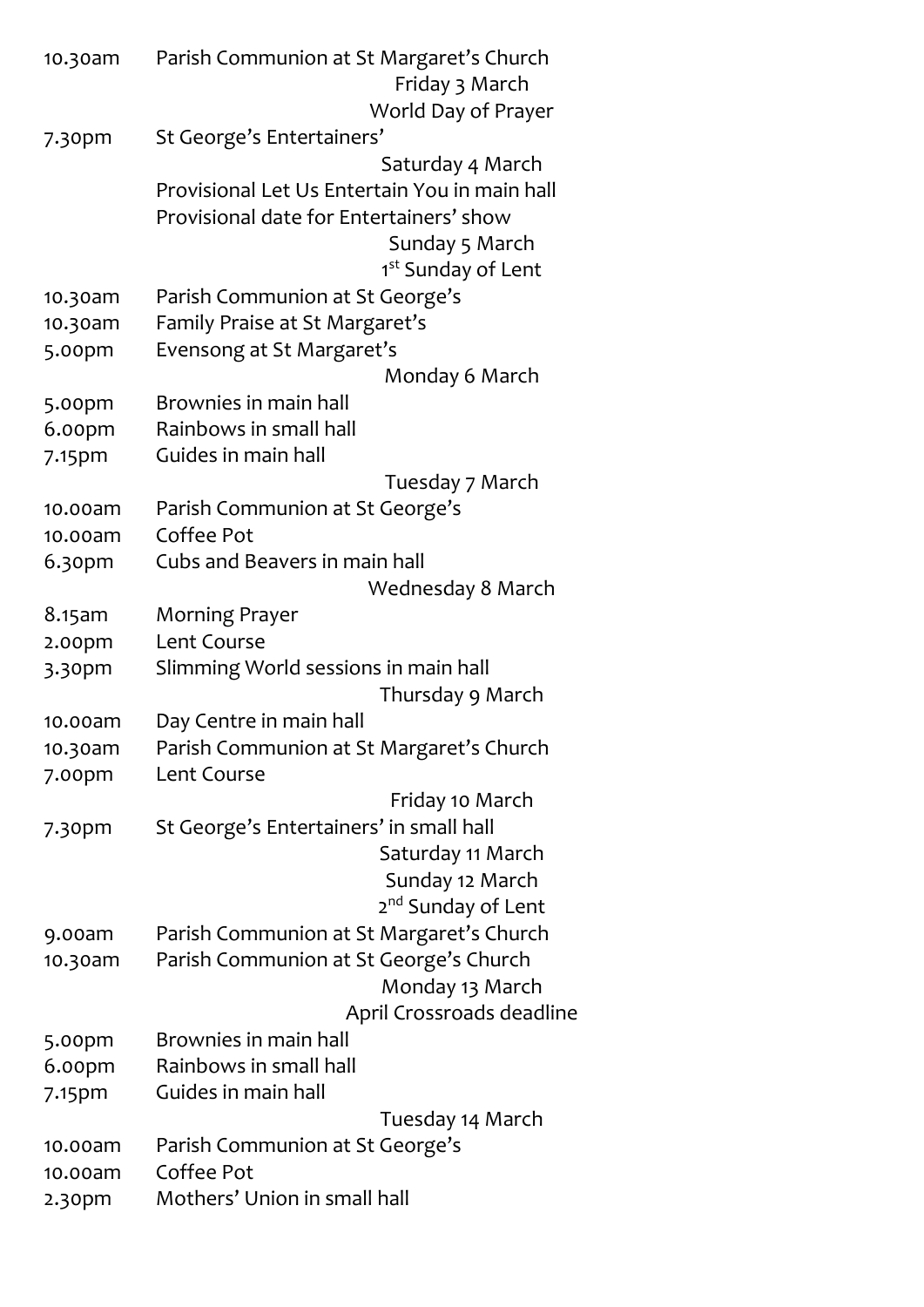10.30am Parish Communion at St Margaret's Church

**Friday 3 March**

**World Day of Prayer**

7.30pm St George's Entertainers'

**Saturday 4 March**

Provisional Let Us Entertain You in main hall
Provisional date for Entertainers' show

**Sunday 5 March**

**1st Sunday of Lent**

10.30am Parish Communion at St George's
10.30am Family Praise at St Margaret's
5.00pm Evensong at St Margaret's

**Monday 6 March**

5.00pm Brownies in main hall
6.00pm Rainbows in small hall
7.15pm Guides in main hall

**Tuesday 7 March**

10.00am Parish Communion at St George's
10.00am Coffee Pot
6.30pm Cubs and Beavers in main hall

**Wednesday 8 March**

8.15am Morning Prayer
2.00pm Lent Course
3.30pm Slimming World sessions in main hall

**Thursday 9 March**

10.00am Day Centre in main hall
10.30am Parish Communion at St Margaret's Church
7.00pm Lent Course

**Friday 10 March**

7.30pm St George's Entertainers' in small hall

**Saturday 11 March**

**Sunday 12 March**

**2nd Sunday of Lent**

9.00am Parish Communion at St Margaret's Church
10.30am Parish Communion at St George's Church

**Monday 13 March**

**April Crossroads deadline**

5.00pm Brownies in main hall
6.00pm Rainbows in small hall
7.15pm Guides in main hall

**Tuesday 14 March**

10.00am Parish Communion at St George's
10.00am Coffee Pot
2.30pm Mothers' Union in small hall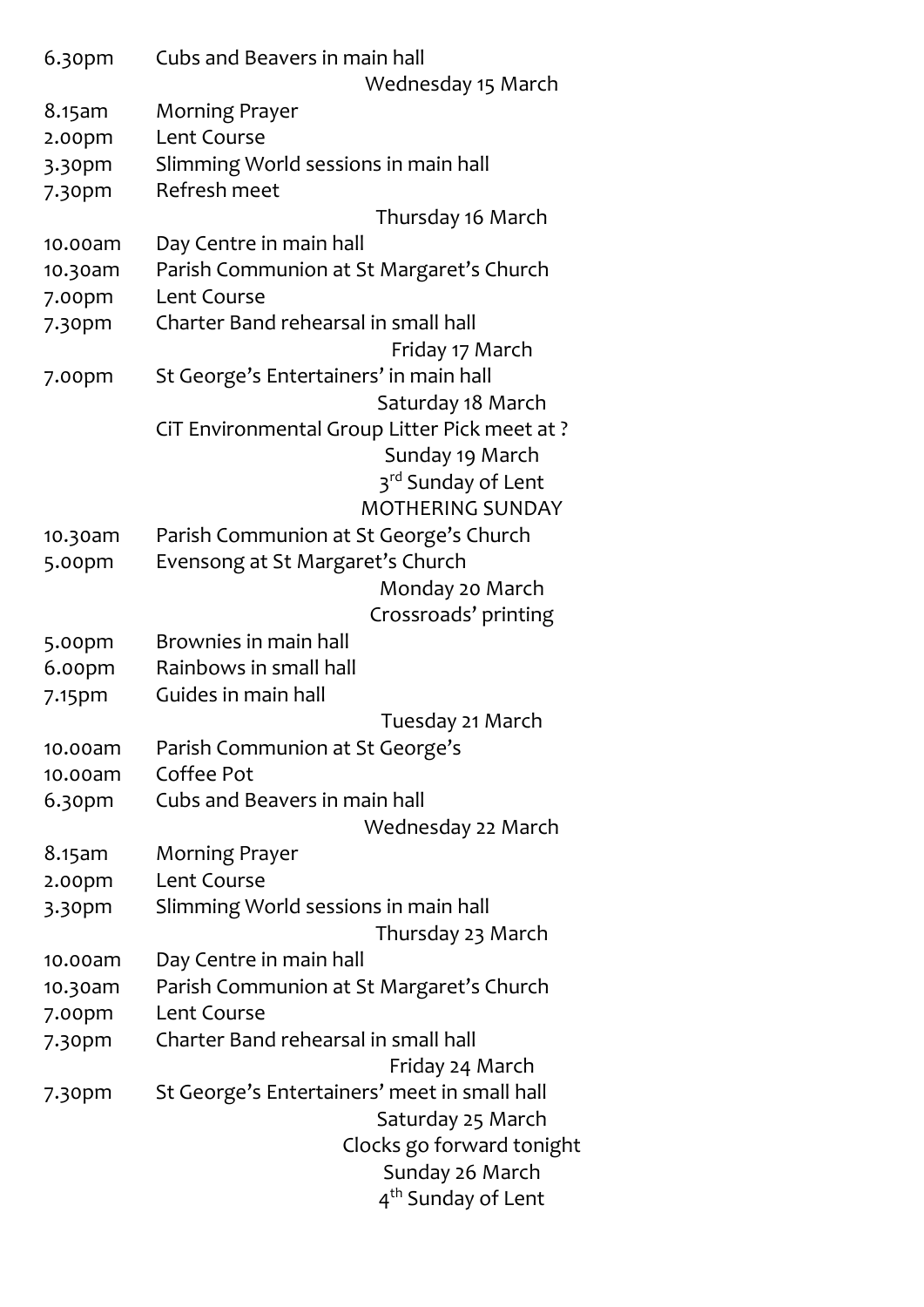| | |
|---|---|
| 6.30pm | Cubs and Beavers in main hall |
| | **Wednesday 15 March** |
| 8.15am | Morning Prayer |
| 2.00pm | Lent Course |
| 3.30pm | Slimming World sessions in main hall |
| 7.30pm | Refresh meet |
| | **Thursday 16 March** |
| 10.00am | Day Centre in main hall |
| 10.30am | Parish Communion at St Margaret's Church |
| 7.00pm | Lent Course |
| 7.30pm | Charter Band rehearsal in small hall |
| | **Friday 17 March** |
| 7.00pm | St George's Entertainers' in main hall |
| | **Saturday 18 March** |
| | CiT Environmental Group Litter Pick meet at ? |
| | **Sunday 19 March** |
| | **3rd Sunday of Lent** |
| | **MOTHERING SUNDAY** |
| 10.30am | Parish Communion at St George's Church |
| 5.00pm | Evensong at St Margaret's Church |
| | **Monday 20 March** |
| | Crossroads' printing |
| 5.00pm | Brownies in main hall |
| 6.00pm | Rainbows in small hall |
| 7.15pm | Guides in main hall |
| | **Tuesday 21 March** |
| 10.00am | Parish Communion at St George's |
| 10.00am | Coffee Pot |
| 6.30pm | Cubs and Beavers in main hall |
| | **Wednesday 22 March** |
| 8.15am | Morning Prayer |
| 2.00pm | Lent Course |
| 3.30pm | Slimming World sessions in main hall |
| | **Thursday 23 March** |
| 10.00am | Day Centre in main hall |
| 10.30am | Parish Communion at St Margaret's Church |
| 7.00pm | Lent Course |
| 7.30pm | Charter Band rehearsal in small hall |
| | **Friday 24 March** |
| 7.30pm | St George's Entertainers' meet in small hall |
| | **Saturday 25 March** |
| | Clocks go forward tonight |
| | **Sunday 26 March** |
| | **4th Sunday of Lent** |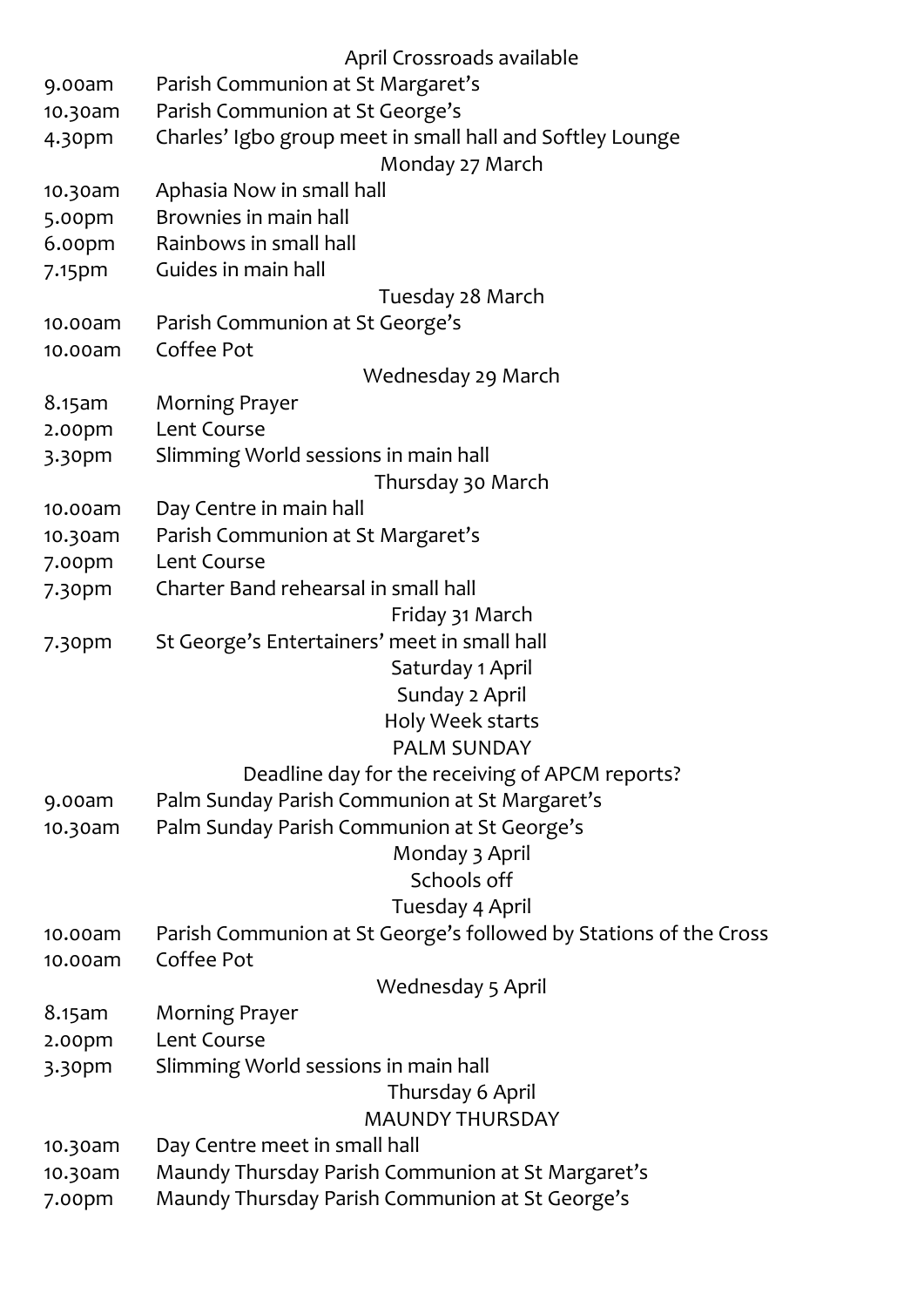April Crossroads available

| | |
|---|---|
| 9.00am | Parish Communion at St Margaret's |
| 10.30am | Parish Communion at St George's |
| 4.30pm | Charles' Igbo group meet in small hall and Softley Lounge |

Monday 27 March

| | |
|---|---|
| 10.30am | Aphasia Now in small hall |
| 5.00pm | Brownies in main hall |
| 6.00pm | Rainbows in small hall |
| 7.15pm | Guides in main hall |

Tuesday 28 March

| | |
|---|---|
| 10.00am | Parish Communion at St George's |
| 10.00am | Coffee Pot |

Wednesday 29 March

| | |
|---|---|
| 8.15am | Morning Prayer |
| 2.00pm | Lent Course |
| 3.30pm | Slimming World sessions in main hall |

Thursday 30 March

| | |
|---|---|
| 10.00am | Day Centre in main hall |
| 10.30am | Parish Communion at St Margaret's |
| 7.00pm | Lent Course |
| 7.30pm | Charter Band rehearsal in small hall |

Friday 31 March

| | |
|---|---|
| 7.30pm | St George's Entertainers' meet in small hall |

Saturday 1 April

Sunday 2 April

Holy Week starts

PALM SUNDAY

Deadline day for the receiving of APCM reports?

| | |
|---|---|
| 9.00am | Palm Sunday Parish Communion at St Margaret's |
| 10.30am | Palm Sunday Parish Communion at St George's |

Monday 3 April

Schools off

Tuesday 4 April

| | |
|---|---|
| 10.00am | Parish Communion at St George's followed by Stations of the Cross |
| 10.00am | Coffee Pot |

Wednesday 5 April

| | |
|---|---|
| 8.15am | Morning Prayer |
| 2.00pm | Lent Course |
| 3.30pm | Slimming World sessions in main hall |

Thursday 6 April

MAUNDY THURSDAY

| | |
|---|---|
| 10.30am | Day Centre meet in small hall |
| 10.30am | Maundy Thursday Parish Communion at St Margaret's |
| 7.00pm | Maundy Thursday Parish Communion at St George's |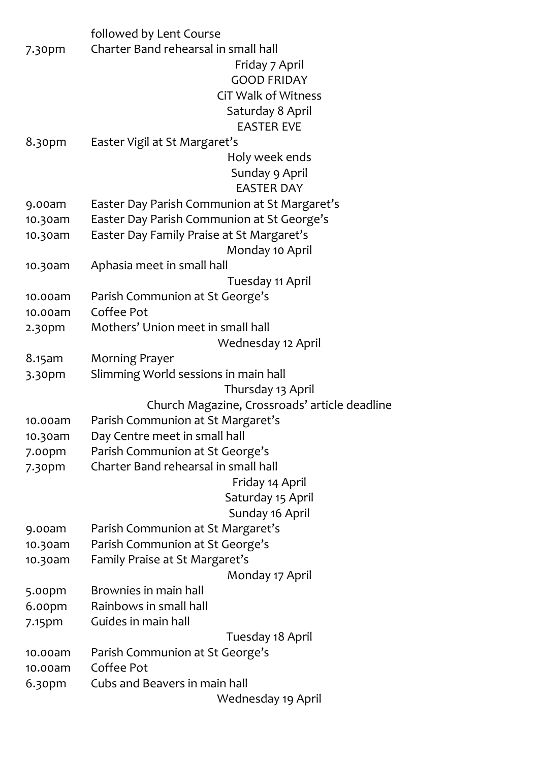| | |
|---|---|
| | followed by Lent Course |
| 7.30pm | Charter Band rehearsal in small hall |

**Friday 7 April**

**GOOD FRIDAY**

CiT Walk of Witness

**Saturday 8 April**

**EASTER EVE**

| | |
|---|---|
| 8.30pm | Easter Vigil at St Margaret's |

Holy week ends

**Sunday 9 April**

**EASTER DAY**

| | |
|---|---|
| 9.00am | Easter Day Parish Communion at St Margaret's |
| 10.30am | Easter Day Parish Communion at St George's |
| 10.30am | Easter Day Family Praise at St Margaret's |

**Monday 10 April**

| | |
|---|---|
| 10.30am | Aphasia meet in small hall |

**Tuesday 11 April**

| | |
|---|---|
| 10.00am | Parish Communion at St George's |
| 10.00am | Coffee Pot |
| 2.30pm | Mothers' Union meet in small hall |

**Wednesday 12 April**

| | |
|---|---|
| 8.15am | Morning Prayer |
| 3.30pm | Slimming World sessions in main hall |

**Thursday 13 April**

Church Magazine, Crossroads' article deadline

| | |
|---|---|
| 10.00am | Parish Communion at St Margaret's |
| 10.30am | Day Centre meet in small hall |
| 7.00pm | Parish Communion at St George's |
| 7.30pm | Charter Band rehearsal in small hall |

**Friday 14 April**

**Saturday 15 April**

**Sunday 16 April**

| | |
|---|---|
| 9.00am | Parish Communion at St Margaret's |
| 10.30am | Parish Communion at St George's |
| 10.30am | Family Praise at St Margaret's |

**Monday 17 April**

| | |
|---|---|
| 5.00pm | Brownies in main hall |
| 6.00pm | Rainbows in small hall |
| 7.15pm | Guides in main hall |

**Tuesday 18 April**

| | |
|---|---|
| 10.00am | Parish Communion at St George's |
| 10.00am | Coffee Pot |
| 6.30pm | Cubs and Beavers in main hall |

**Wednesday 19 April**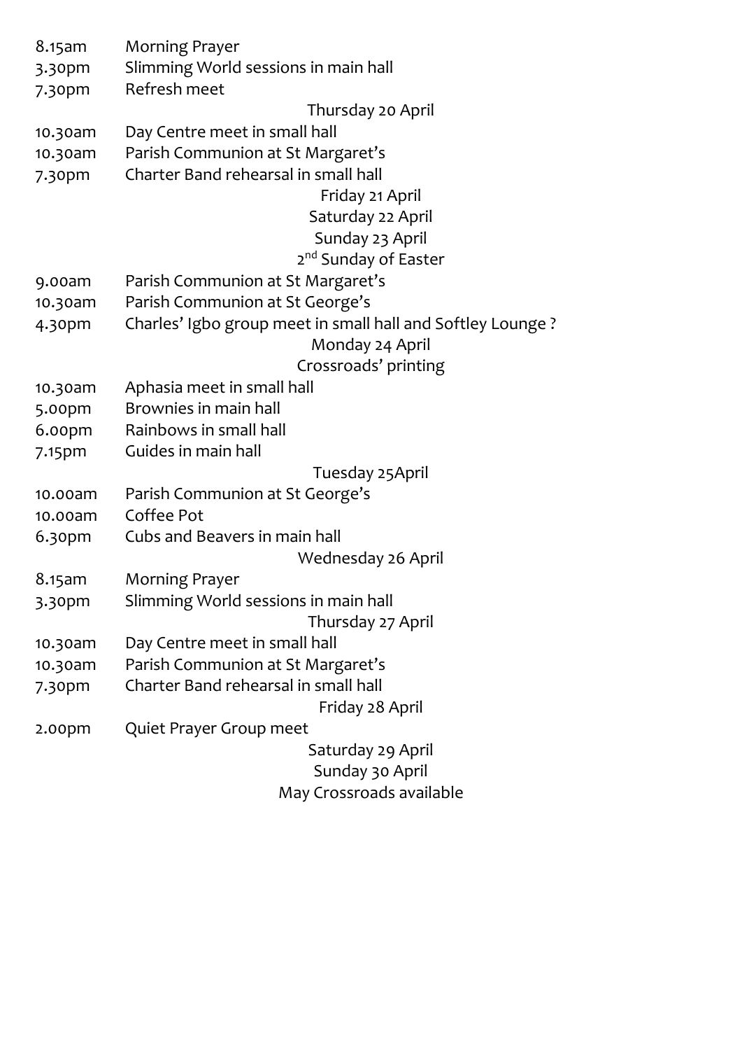8.15am Morning Prayer
3.30pm Slimming World sessions in main hall
7.30pm Refresh meet

Thursday 20 April

10.30am Day Centre meet in small hall
10.30am Parish Communion at St Margaret's
7.30pm Charter Band rehearsal in small hall

Friday 21 April

Saturday 22 April

Sunday 23 April

2nd Sunday of Easter

9.00am Parish Communion at St Margaret's
10.30am Parish Communion at St George's
4.30pm Charles' Igbo group meet in small hall and Softley Lounge ?

Monday 24 April

Crossroads' printing

10.30am Aphasia meet in small hall
5.00pm Brownies in main hall
6.00pm Rainbows in small hall
7.15pm Guides in main hall

Tuesday 25April

10.00am Parish Communion at St George's
10.00am Coffee Pot
6.30pm Cubs and Beavers in main hall

Wednesday 26 April

8.15am Morning Prayer
3.30pm Slimming World sessions in main hall

Thursday 27 April

10.30am Day Centre meet in small hall
10.30am Parish Communion at St Margaret's
7.30pm Charter Band rehearsal in small hall

Friday 28 April

2.00pm Quiet Prayer Group meet

Saturday 29 April

Sunday 30 April

May Crossroads available